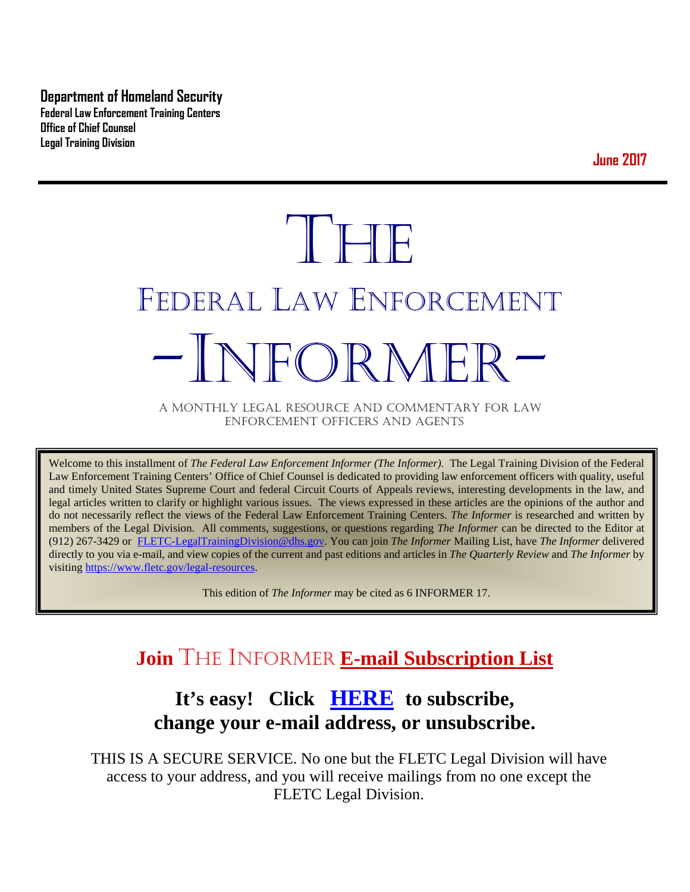**Department of Homeland Security**
**Federal Law Enforcement Training Centers**
**Office of Chief Counsel**
**Legal Training Division**

**June 2017**

# THE
# FEDERAL LAW ENFORCEMENT
# -INFORMER-

A MONTHLY LEGAL RESOURCE AND COMMENTARY FOR LAW ENFORCEMENT OFFICERS AND AGENTS

Welcome to this installment of *The Federal Law Enforcement Informer (The Informer).* The Legal Training Division of the Federal Law Enforcement Training Centers' Office of Chief Counsel is dedicated to providing law enforcement officers with quality, useful and timely United States Supreme Court and federal Circuit Courts of Appeals reviews, interesting developments in the law, and legal articles written to clarify or highlight various issues. The views expressed in these articles are the opinions of the author and do not necessarily reflect the views of the Federal Law Enforcement Training Centers. *The Informer* is researched and written by members of the Legal Division. All comments, suggestions, or questions regarding *The Informer* can be directed to the Editor at (912) 267-3429 or FLETC-LegalTrainingDivision@dhs.gov. You can join *The Informer* Mailing List, have *The Informer* delivered directly to you via e-mail, and view copies of the current and past editions and articles in *The Quarterly Review* and *The Informer* by visiting https://www.fletc.gov/legal-resources.

This edition of *The Informer* may be cited as 6 INFORMER 17.

## Join THE INFORMER E-mail Subscription List

## It's easy! Click HERE to subscribe, change your e-mail address, or unsubscribe.

THIS IS A SECURE SERVICE. No one but the FLETC Legal Division will have access to your address, and you will receive mailings from no one except the FLETC Legal Division.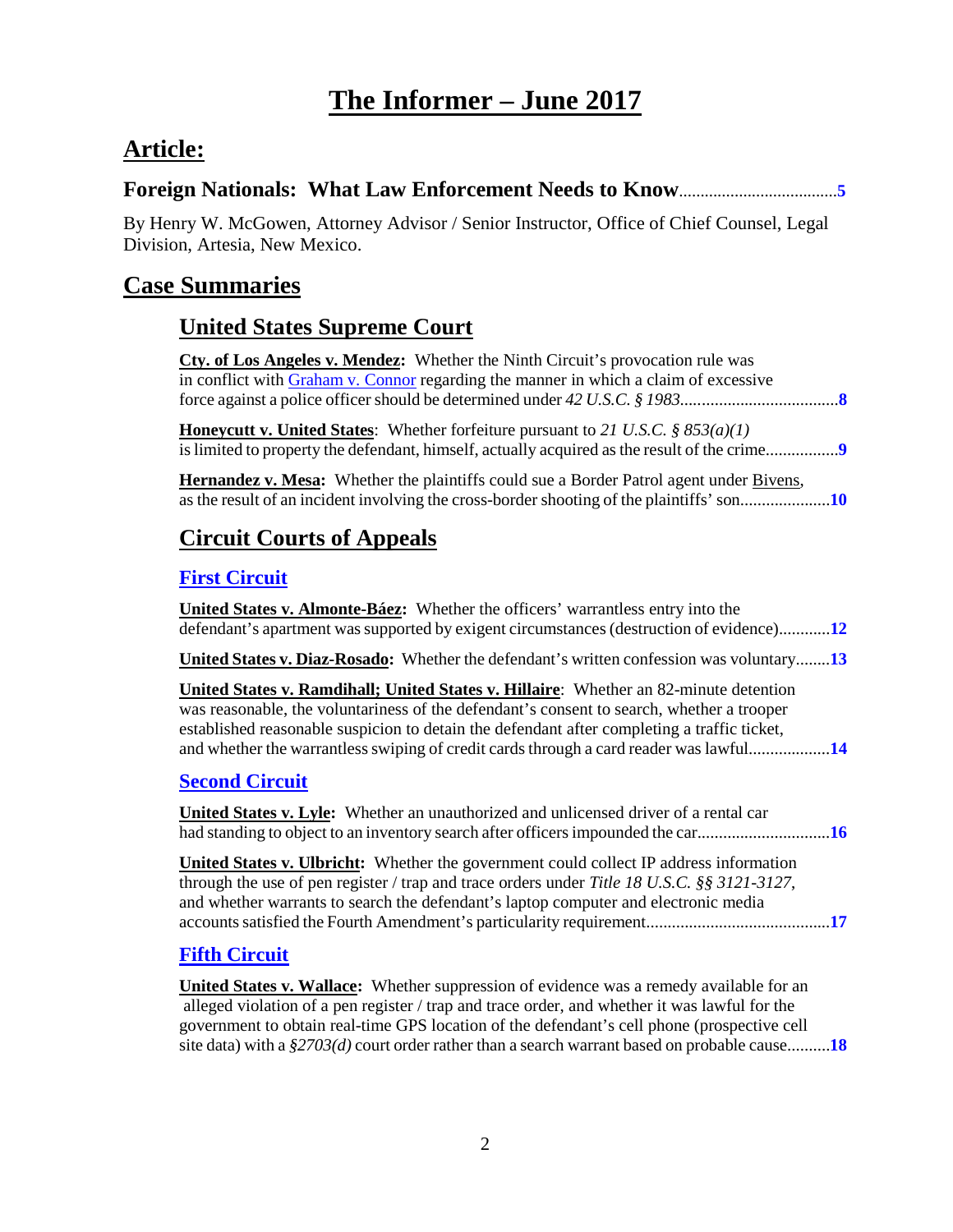# The Informer – June 2017

## Article:

### Foreign Nationals: What Law Enforcement Needs to Know.....................................5

By Henry W. McGowen, Attorney Advisor / Senior Instructor, Office of Chief Counsel, Legal Division, Artesia, New Mexico.

## Case Summaries

### United States Supreme Court

**Cty. of Los Angeles v. Mendez:** Whether the Ninth Circuit's provocation rule was in conflict with Graham v. Connor regarding the manner in which a claim of excessive force against a police officer should be determined under *42 U.S.C. § 1983*.....................................8

**Honeycutt v. United States**: Whether forfeiture pursuant to *21 U.S.C. § 853(a)(1)* is limited to property the defendant, himself, actually acquired as the result of the crime.................9

**Hernandez v. Mesa:** Whether the plaintiffs could sue a Border Patrol agent under Bivens, as the result of an incident involving the cross-border shooting of the plaintiffs' son.....................10

### Circuit Courts of Appeals

#### First Circuit

**United States v. Almonte-Báez:** Whether the officers' warrantless entry into the defendant's apartment was supported by exigent circumstances (destruction of evidence)............12

**United States v. Diaz-Rosado:** Whether the defendant's written confession was voluntary........13

**United States v. Ramdihall; United States v. Hillaire**: Whether an 82-minute detention was reasonable, the voluntariness of the defendant's consent to search, whether a trooper established reasonable suspicion to detain the defendant after completing a traffic ticket, and whether the warrantless swiping of credit cards through a card reader was lawful...................14

#### Second Circuit

**United States v. Lyle:** Whether an unauthorized and unlicensed driver of a rental car had standing to object to an inventory search after officers impounded the car..............................16

**United States v. Ulbricht:** Whether the government could collect IP address information through the use of pen register / trap and trace orders under *Title 18 U.S.C. §§ 3121-3127*, and whether warrants to search the defendant's laptop computer and electronic media accounts satisfied the Fourth Amendment's particularity requirement..........................................17

#### Fifth Circuit

**United States v. Wallace:** Whether suppression of evidence was a remedy available for an alleged violation of a pen register / trap and trace order, and whether it was lawful for the government to obtain real-time GPS location of the defendant's cell phone (prospective cell site data) with a *§2703(d)* court order rather than a search warrant based on probable cause..........18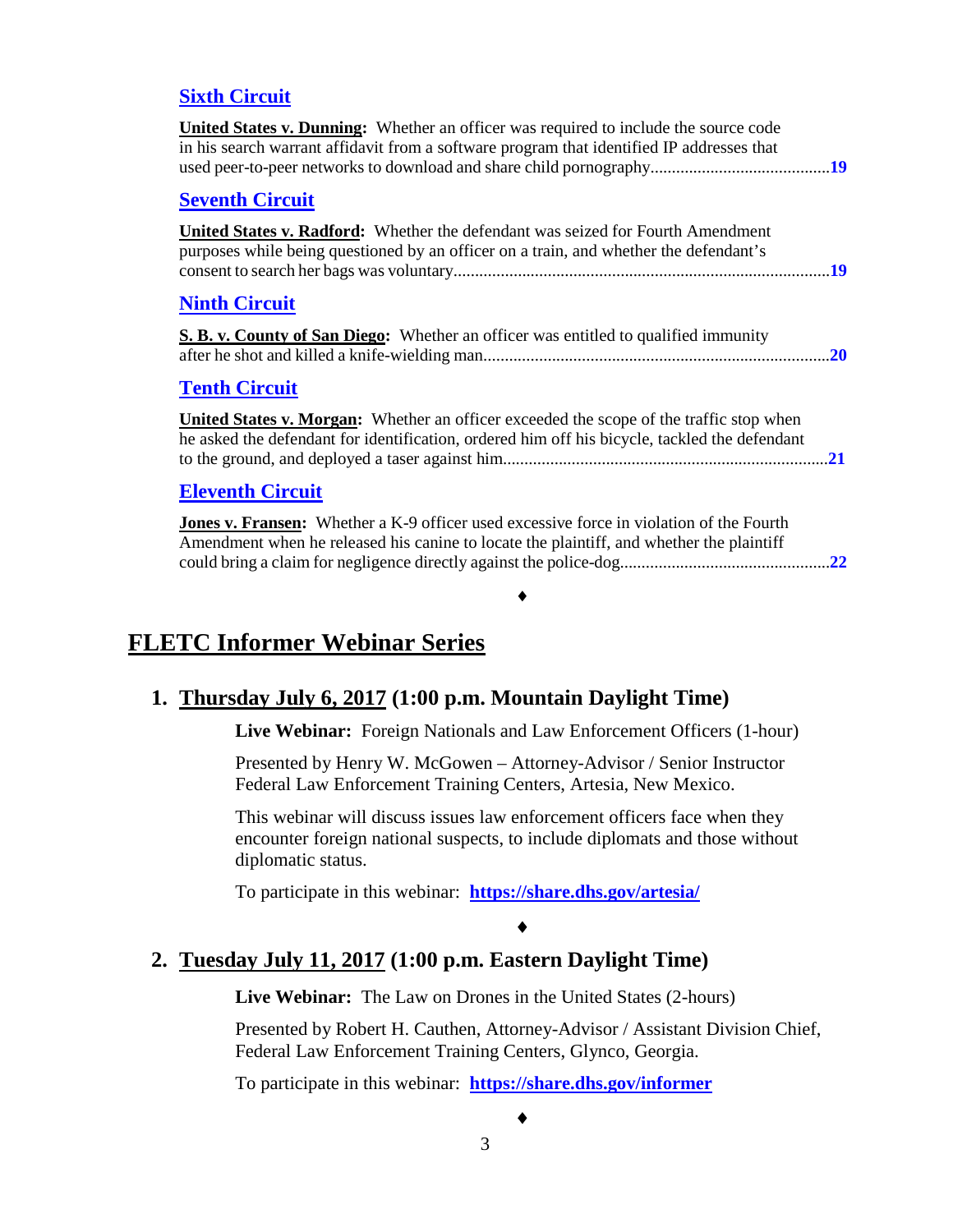### [Sixth Circuit](#)

**United States v. Dunning:** Whether an officer was required to include the source code in his search warrant affidavit from a software program that identified IP addresses that used peer-to-peer networks to download and share child pornography..........................................**19**

### [Seventh Circuit](#)

**United States v. Radford:** Whether the defendant was seized for Fourth Amendment purposes while being questioned by an officer on a train, and whether the defendant's consent to search her bags was voluntary........................................................................................**19**

### [Ninth Circuit](#)

**S. B. v. County of San Diego:** Whether an officer was entitled to qualified immunity after he shot and killed a knife-wielding man................................................................................**20**

### [Tenth Circuit](#)

**United States v. Morgan:** Whether an officer exceeded the scope of the traffic stop when he asked the defendant for identification, ordered him off his bicycle, tackled the defendant to the ground, and deployed a taser against him...........................................................................**21**

### [Eleventh Circuit](#)

**Jones v. Fransen:** Whether a K-9 officer used excessive force in violation of the Fourth Amendment when he released his canine to locate the plaintiff, and whether the plaintiff could bring a claim for negligence directly against the police-dog................................................**22**

♦

# FLETC Informer Webinar Series

## 1. Thursday July 6, 2017 (1:00 p.m. Mountain Daylight Time)

**Live Webinar:** Foreign Nationals and Law Enforcement Officers (1-hour)

Presented by Henry W. McGowen – Attorney-Advisor / Senior Instructor Federal Law Enforcement Training Centers, Artesia, New Mexico.

This webinar will discuss issues law enforcement officers face when they encounter foreign national suspects, to include diplomats and those without diplomatic status.

To participate in this webinar: **https://share.dhs.gov/artesia/**

♦

## 2. Tuesday July 11, 2017 (1:00 p.m. Eastern Daylight Time)

**Live Webinar:** The Law on Drones in the United States (2-hours)

Presented by Robert H. Cauthen, Attorney-Advisor / Assistant Division Chief, Federal Law Enforcement Training Centers, Glynco, Georgia.

To participate in this webinar: **https://share.dhs.gov/informer**

♦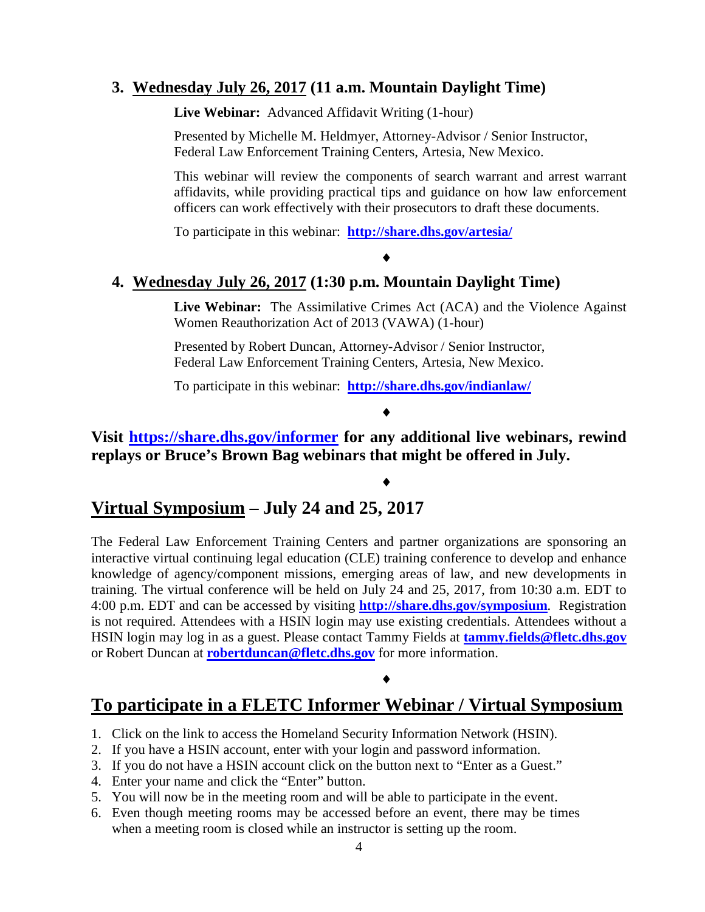3. **<u>Wednesday July 26, 2017</u> (11 a.m. Mountain Daylight Time)**

   **Live Webinar:** Advanced Affidavit Writing (1-hour)

   Presented by Michelle M. Heldmyer, Attorney-Advisor / Senior Instructor, Federal Law Enforcement Training Centers, Artesia, New Mexico.

   This webinar will review the components of search warrant and arrest warrant affidavits, while providing practical tips and guidance on how law enforcement officers can work effectively with their prosecutors to draft these documents.

   To participate in this webinar: **http://share.dhs.gov/artesia/**

♦

4. **<u>Wednesday July 26, 2017</u> (1:30 p.m. Mountain Daylight Time)**

   **Live Webinar:** The Assimilative Crimes Act (ACA) and the Violence Against Women Reauthorization Act of 2013 (VAWA) (1-hour)

   Presented by Robert Duncan, Attorney-Advisor / Senior Instructor, Federal Law Enforcement Training Centers, Artesia, New Mexico.

   To participate in this webinar: **http://share.dhs.gov/indianlaw/**

♦

**Visit https://share.dhs.gov/informer for any additional live webinars, rewind replays or Bruce's Brown Bag webinars that might be offered in July.**

♦

## <u>Virtual Symposium</u> – July 24 and 25, 2017

The Federal Law Enforcement Training Centers and partner organizations are sponsoring an interactive virtual continuing legal education (CLE) training conference to develop and enhance knowledge of agency/component missions, emerging areas of law, and new developments in training. The virtual conference will be held on July 24 and 25, 2017, from 10:30 a.m. EDT to 4:00 p.m. EDT and can be accessed by visiting **http://share.dhs.gov/symposium**. Registration is not required. Attendees with a HSIN login may use existing credentials. Attendees without a HSIN login may log in as a guest. Please contact Tammy Fields at **tammy.fields@fletc.dhs.gov** or Robert Duncan at **robertduncan@fletc.dhs.gov** for more information.

♦

## <u>To participate in a FLETC Informer Webinar / Virtual Symposium</u>

1. Click on the link to access the Homeland Security Information Network (HSIN).
2. If you have a HSIN account, enter with your login and password information.
3. If you do not have a HSIN account click on the button next to "Enter as a Guest."
4. Enter your name and click the "Enter" button.
5. You will now be in the meeting room and will be able to participate in the event.
6. Even though meeting rooms may be accessed before an event, there may be times when a meeting room is closed while an instructor is setting up the room.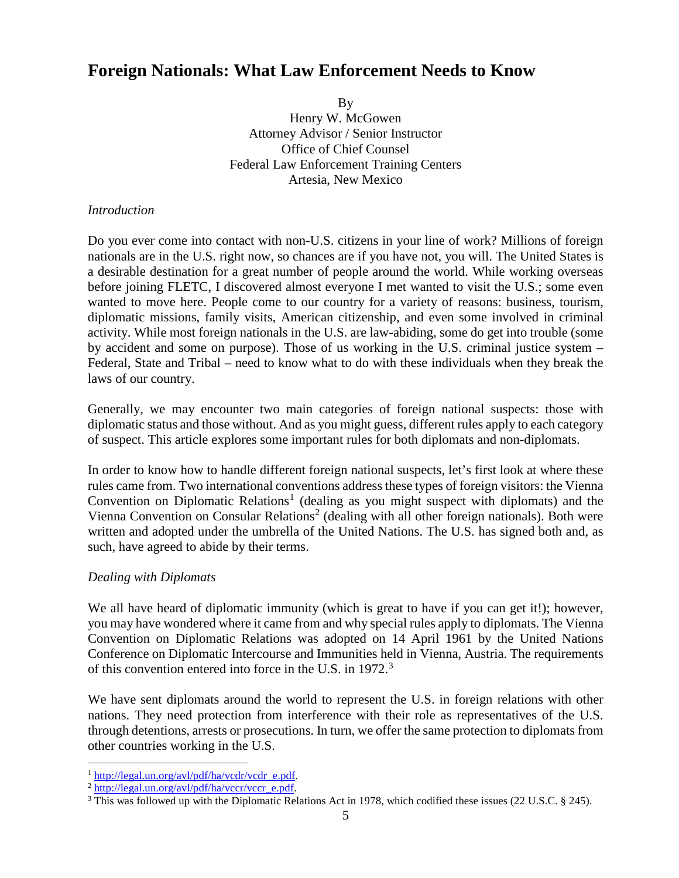# Foreign Nationals: What Law Enforcement Needs to Know

By
Henry W. McGowen
Attorney Advisor / Senior Instructor
Office of Chief Counsel
Federal Law Enforcement Training Centers
Artesia, New Mexico

*Introduction*

Do you ever come into contact with non-U.S. citizens in your line of work? Millions of foreign nationals are in the U.S. right now, so chances are if you have not, you will. The United States is a desirable destination for a great number of people around the world. While working overseas before joining FLETC, I discovered almost everyone I met wanted to visit the U.S.; some even wanted to move here. People come to our country for a variety of reasons: business, tourism, diplomatic missions, family visits, American citizenship, and even some involved in criminal activity. While most foreign nationals in the U.S. are law-abiding, some do get into trouble (some by accident and some on purpose). Those of us working in the U.S. criminal justice system – Federal, State and Tribal – need to know what to do with these individuals when they break the laws of our country.

Generally, we may encounter two main categories of foreign national suspects: those with diplomatic status and those without. And as you might guess, different rules apply to each category of suspect. This article explores some important rules for both diplomats and non-diplomats.

In order to know how to handle different foreign national suspects, let's first look at where these rules came from. Two international conventions address these types of foreign visitors: the Vienna Convention on Diplomatic Relations[1] (dealing as you might suspect with diplomats) and the Vienna Convention on Consular Relations[2] (dealing with all other foreign nationals). Both were written and adopted under the umbrella of the United Nations. The U.S. has signed both and, as such, have agreed to abide by their terms.

*Dealing with Diplomats*

We all have heard of diplomatic immunity (which is great to have if you can get it!); however, you may have wondered where it came from and why special rules apply to diplomats. The Vienna Convention on Diplomatic Relations was adopted on 14 April 1961 by the United Nations Conference on Diplomatic Intercourse and Immunities held in Vienna, Austria. The requirements of this convention entered into force in the U.S. in 1972.[3]

We have sent diplomats around the world to represent the U.S. in foreign relations with other nations. They need protection from interference with their role as representatives of the U.S. through detentions, arrests or prosecutions. In turn, we offer the same protection to diplomats from other countries working in the U.S.

---

[1] http://legal.un.org/avl/pdf/ha/vcdr/vcdr_e.pdf.

[2] http://legal.un.org/avl/pdf/ha/vccr/vccr_e.pdf.

[3] This was followed up with the Diplomatic Relations Act in 1978, which codified these issues (22 U.S.C. § 245).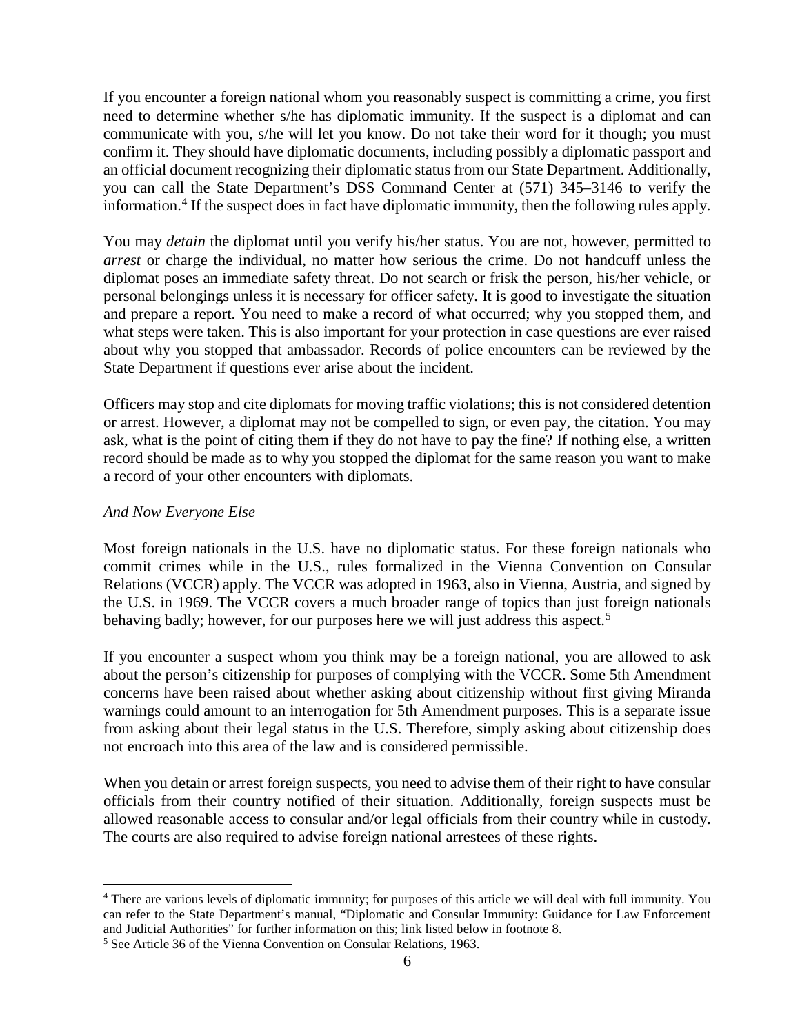If you encounter a foreign national whom you reasonably suspect is committing a crime, you first need to determine whether s/he has diplomatic immunity. If the suspect is a diplomat and can communicate with you, s/he will let you know. Do not take their word for it though; you must confirm it. They should have diplomatic documents, including possibly a diplomatic passport and an official document recognizing their diplomatic status from our State Department. Additionally, you can call the State Department's DSS Command Center at (571) 345–3146 to verify the information.[4] If the suspect does in fact have diplomatic immunity, then the following rules apply.

You may *detain* the diplomat until you verify his/her status. You are not, however, permitted to *arrest* or charge the individual, no matter how serious the crime. Do not handcuff unless the diplomat poses an immediate safety threat. Do not search or frisk the person, his/her vehicle, or personal belongings unless it is necessary for officer safety. It is good to investigate the situation and prepare a report. You need to make a record of what occurred; why you stopped them, and what steps were taken. This is also important for your protection in case questions are ever raised about why you stopped that ambassador. Records of police encounters can be reviewed by the State Department if questions ever arise about the incident.

Officers may stop and cite diplomats for moving traffic violations; this is not considered detention or arrest. However, a diplomat may not be compelled to sign, or even pay, the citation. You may ask, what is the point of citing them if they do not have to pay the fine? If nothing else, a written record should be made as to why you stopped the diplomat for the same reason you want to make a record of your other encounters with diplomats.

*And Now Everyone Else*

Most foreign nationals in the U.S. have no diplomatic status. For these foreign nationals who commit crimes while in the U.S., rules formalized in the Vienna Convention on Consular Relations (VCCR) apply. The VCCR was adopted in 1963, also in Vienna, Austria, and signed by the U.S. in 1969. The VCCR covers a much broader range of topics than just foreign nationals behaving badly; however, for our purposes here we will just address this aspect.[5]

If you encounter a suspect whom you think may be a foreign national, you are allowed to ask about the person's citizenship for purposes of complying with the VCCR. Some 5th Amendment concerns have been raised about whether asking about citizenship without first giving Miranda warnings could amount to an interrogation for 5th Amendment purposes. This is a separate issue from asking about their legal status in the U.S. Therefore, simply asking about citizenship does not encroach into this area of the law and is considered permissible.

When you detain or arrest foreign suspects, you need to advise them of their right to have consular officials from their country notified of their situation. Additionally, foreign suspects must be allowed reasonable access to consular and/or legal officials from their country while in custody. The courts are also required to advise foreign national arrestees of these rights.

---

[4] There are various levels of diplomatic immunity; for purposes of this article we will deal with full immunity. You can refer to the State Department's manual, "Diplomatic and Consular Immunity: Guidance for Law Enforcement and Judicial Authorities" for further information on this; link listed below in footnote 8.

[5] See Article 36 of the Vienna Convention on Consular Relations, 1963.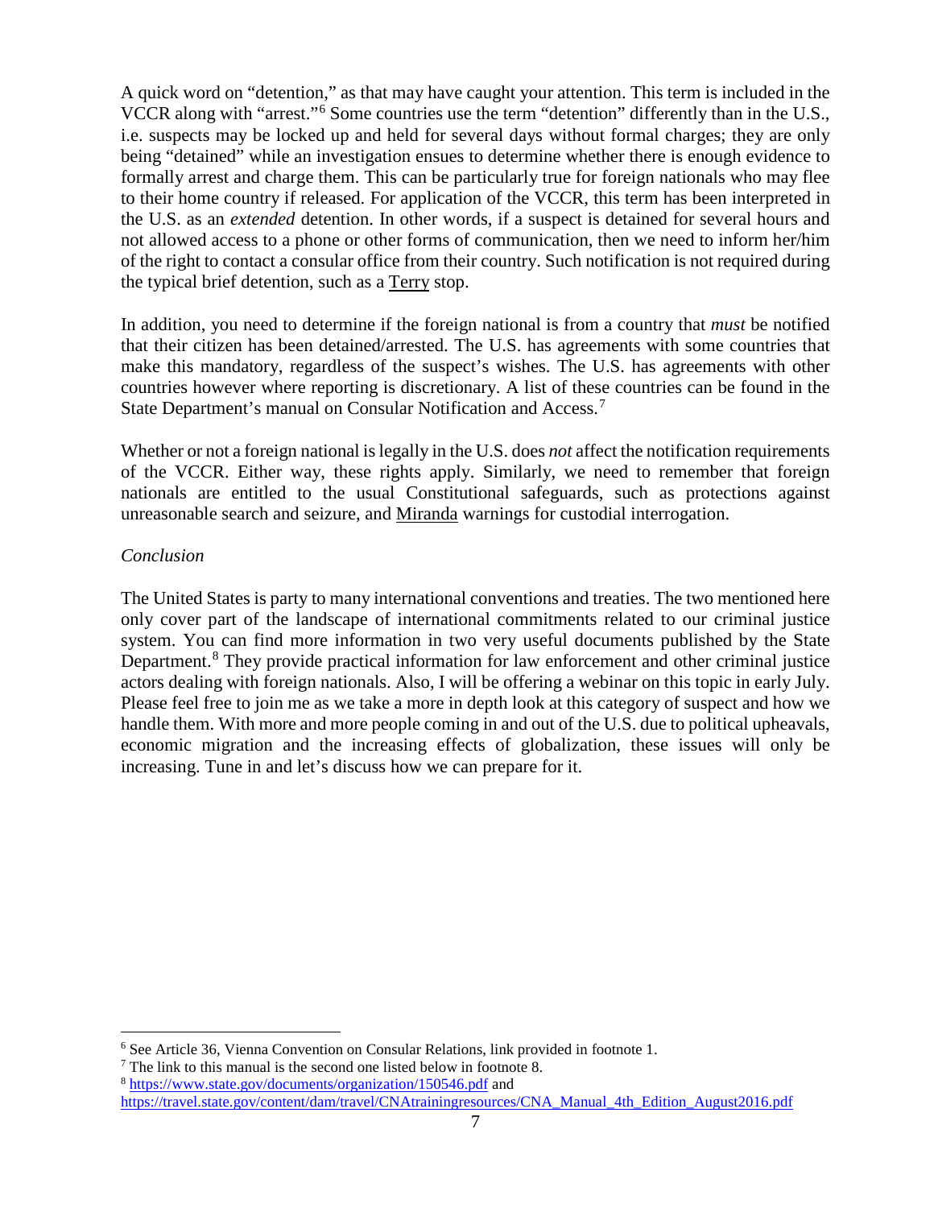A quick word on "detention," as that may have caught your attention. This term is included in the VCCR along with "arrest."[6] Some countries use the term "detention" differently than in the U.S., i.e. suspects may be locked up and held for several days without formal charges; they are only being "detained" while an investigation ensues to determine whether there is enough evidence to formally arrest and charge them. This can be particularly true for foreign nationals who may flee to their home country if released. For application of the VCCR, this term has been interpreted in the U.S. as an *extended* detention. In other words, if a suspect is detained for several hours and not allowed access to a phone or other forms of communication, then we need to inform her/him of the right to contact a consular office from their country. Such notification is not required during the typical brief detention, such as a Terry stop.

In addition, you need to determine if the foreign national is from a country that *must* be notified that their citizen has been detained/arrested. The U.S. has agreements with some countries that make this mandatory, regardless of the suspect's wishes. The U.S. has agreements with other countries however where reporting is discretionary. A list of these countries can be found in the State Department's manual on Consular Notification and Access.[7]

Whether or not a foreign national is legally in the U.S. does *not* affect the notification requirements of the VCCR. Either way, these rights apply. Similarly, we need to remember that foreign nationals are entitled to the usual Constitutional safeguards, such as protections against unreasonable search and seizure, and Miranda warnings for custodial interrogation.

*Conclusion*

The United States is party to many international conventions and treaties. The two mentioned here only cover part of the landscape of international commitments related to our criminal justice system. You can find more information in two very useful documents published by the State Department.[8] They provide practical information for law enforcement and other criminal justice actors dealing with foreign nationals. Also, I will be offering a webinar on this topic in early July. Please feel free to join me as we take a more in depth look at this category of suspect and how we handle them. With more and more people coming in and out of the U.S. due to political upheavals, economic migration and the increasing effects of globalization, these issues will only be increasing. Tune in and let's discuss how we can prepare for it.

---

[6] See Article 36, Vienna Convention on Consular Relations, link provided in footnote 1.

[7] The link to this manual is the second one listed below in footnote 8.

[8] https://www.state.gov/documents/organization/150546.pdf and https://travel.state.gov/content/dam/travel/CNAtrainingresources/CNA_Manual_4th_Edition_August2016.pdf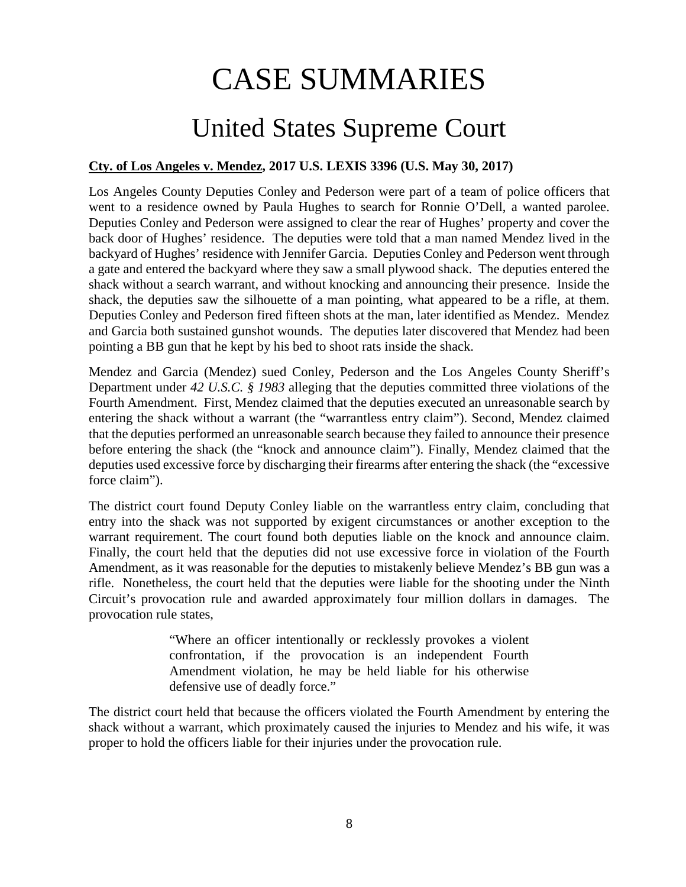# CASE SUMMARIES

## United States Supreme Court

**<u>Cty. of Los Angeles v. Mendez</u>, 2017 U.S. LEXIS 3396 (U.S. May 30, 2017)**

Los Angeles County Deputies Conley and Pederson were part of a team of police officers that went to a residence owned by Paula Hughes to search for Ronnie O'Dell, a wanted parolee. Deputies Conley and Pederson were assigned to clear the rear of Hughes' property and cover the back door of Hughes' residence. The deputies were told that a man named Mendez lived in the backyard of Hughes' residence with Jennifer Garcia. Deputies Conley and Pederson went through a gate and entered the backyard where they saw a small plywood shack. The deputies entered the shack without a search warrant, and without knocking and announcing their presence. Inside the shack, the deputies saw the silhouette of a man pointing, what appeared to be a rifle, at them. Deputies Conley and Pederson fired fifteen shots at the man, later identified as Mendez. Mendez and Garcia both sustained gunshot wounds. The deputies later discovered that Mendez had been pointing a BB gun that he kept by his bed to shoot rats inside the shack.

Mendez and Garcia (Mendez) sued Conley, Pederson and the Los Angeles County Sheriff's Department under *42 U.S.C. § 1983* alleging that the deputies committed three violations of the Fourth Amendment. First, Mendez claimed that the deputies executed an unreasonable search by entering the shack without a warrant (the "warrantless entry claim"). Second, Mendez claimed that the deputies performed an unreasonable search because they failed to announce their presence before entering the shack (the "knock and announce claim"). Finally, Mendez claimed that the deputies used excessive force by discharging their firearms after entering the shack (the "excessive force claim").

The district court found Deputy Conley liable on the warrantless entry claim, concluding that entry into the shack was not supported by exigent circumstances or another exception to the warrant requirement. The court found both deputies liable on the knock and announce claim. Finally, the court held that the deputies did not use excessive force in violation of the Fourth Amendment, as it was reasonable for the deputies to mistakenly believe Mendez's BB gun was a rifle. Nonetheless, the court held that the deputies were liable for the shooting under the Ninth Circuit's provocation rule and awarded approximately four million dollars in damages. The provocation rule states,

> "Where an officer intentionally or recklessly provokes a violent confrontation, if the provocation is an independent Fourth Amendment violation, he may be held liable for his otherwise defensive use of deadly force."

The district court held that because the officers violated the Fourth Amendment by entering the shack without a warrant, which proximately caused the injuries to Mendez and his wife, it was proper to hold the officers liable for their injuries under the provocation rule.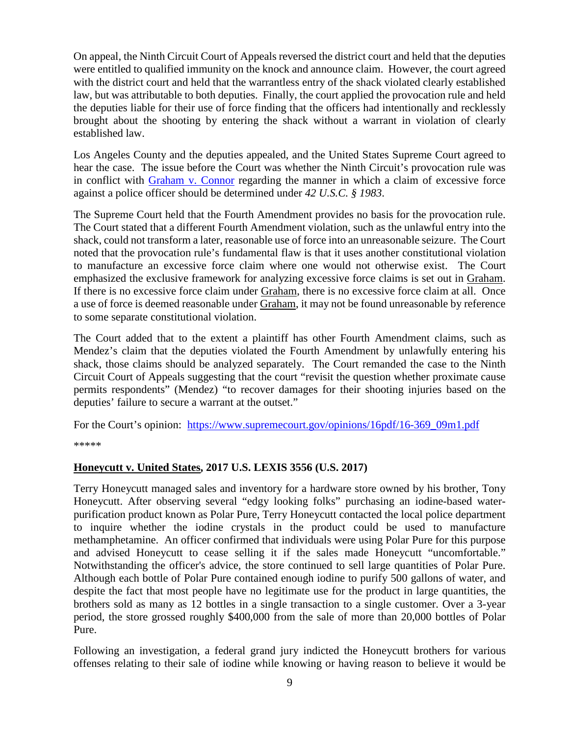On appeal, the Ninth Circuit Court of Appeals reversed the district court and held that the deputies were entitled to qualified immunity on the knock and announce claim. However, the court agreed with the district court and held that the warrantless entry of the shack violated clearly established law, but was attributable to both deputies. Finally, the court applied the provocation rule and held the deputies liable for their use of force finding that the officers had intentionally and recklessly brought about the shooting by entering the shack without a warrant in violation of clearly established law.

Los Angeles County and the deputies appealed, and the United States Supreme Court agreed to hear the case. The issue before the Court was whether the Ninth Circuit's provocation rule was in conflict with Graham v. Connor regarding the manner in which a claim of excessive force against a police officer should be determined under *42 U.S.C. § 1983*.

The Supreme Court held that the Fourth Amendment provides no basis for the provocation rule. The Court stated that a different Fourth Amendment violation, such as the unlawful entry into the shack, could not transform a later, reasonable use of force into an unreasonable seizure. The Court noted that the provocation rule's fundamental flaw is that it uses another constitutional violation to manufacture an excessive force claim where one would not otherwise exist. The Court emphasized the exclusive framework for analyzing excessive force claims is set out in Graham. If there is no excessive force claim under Graham, there is no excessive force claim at all. Once a use of force is deemed reasonable under Graham, it may not be found unreasonable by reference to some separate constitutional violation.

The Court added that to the extent a plaintiff has other Fourth Amendment claims, such as Mendez's claim that the deputies violated the Fourth Amendment by unlawfully entering his shack, those claims should be analyzed separately. The Court remanded the case to the Ninth Circuit Court of Appeals suggesting that the court "revisit the question whether proximate cause permits respondents" (Mendez) "to recover damages for their shooting injuries based on the deputies' failure to secure a warrant at the outset."

For the Court's opinion: https://www.supremecourt.gov/opinions/16pdf/16-369_09m1.pdf

*****

## **Honeycutt v. United States, 2017 U.S. LEXIS 3556 (U.S. 2017)**

Terry Honeycutt managed sales and inventory for a hardware store owned by his brother, Tony Honeycutt. After observing several "edgy looking folks" purchasing an iodine-based water-purification product known as Polar Pure, Terry Honeycutt contacted the local police department to inquire whether the iodine crystals in the product could be used to manufacture methamphetamine. An officer confirmed that individuals were using Polar Pure for this purpose and advised Honeycutt to cease selling it if the sales made Honeycutt "uncomfortable." Notwithstanding the officer's advice, the store continued to sell large quantities of Polar Pure. Although each bottle of Polar Pure contained enough iodine to purify 500 gallons of water, and despite the fact that most people have no legitimate use for the product in large quantities, the brothers sold as many as 12 bottles in a single transaction to a single customer. Over a 3-year period, the store grossed roughly $400,000 from the sale of more than 20,000 bottles of Polar Pure.

Following an investigation, a federal grand jury indicted the Honeycutt brothers for various offenses relating to their sale of iodine while knowing or having reason to believe it would be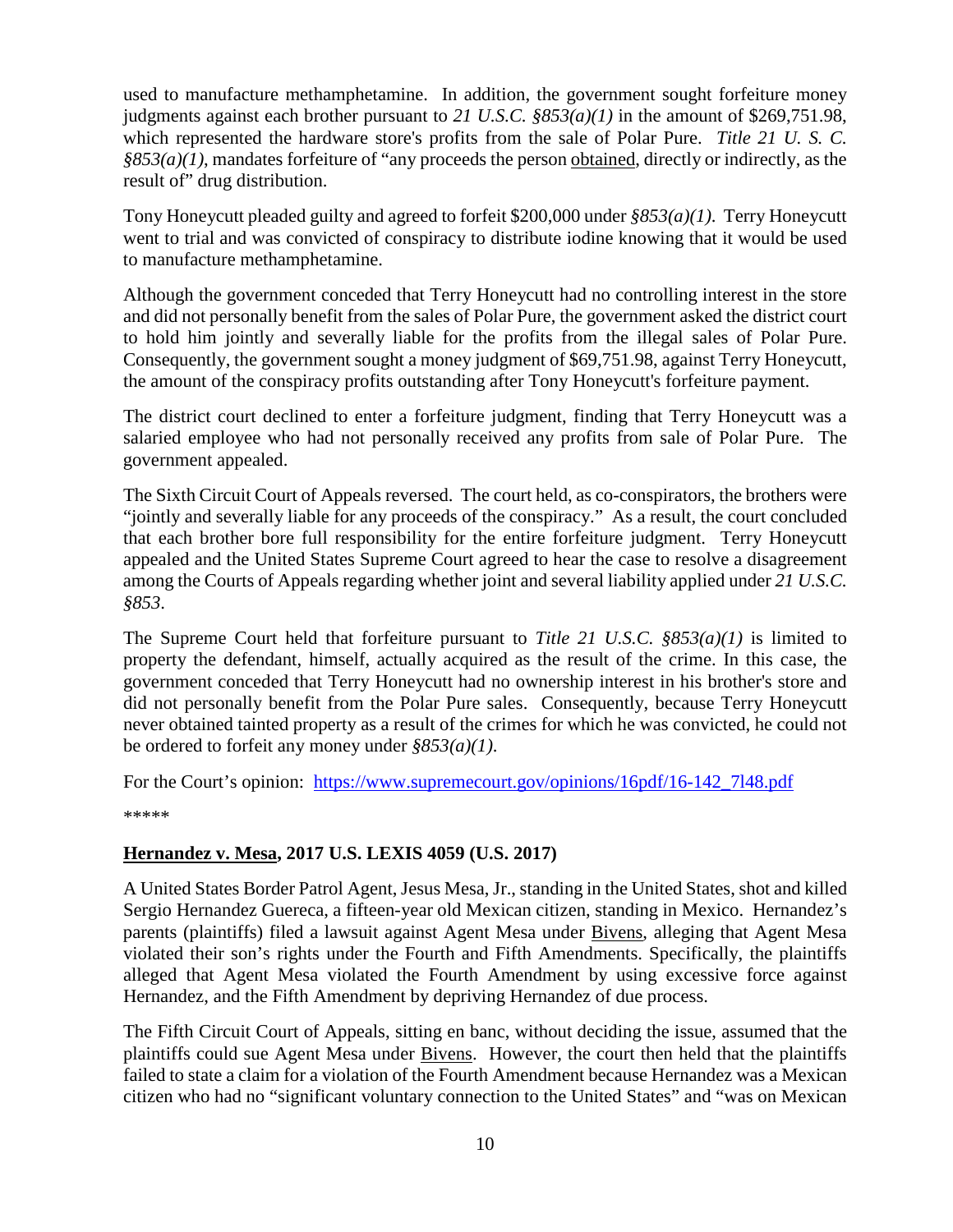used to manufacture methamphetamine. In addition, the government sought forfeiture money judgments against each brother pursuant to *21 U.S.C. §853(a)(1)* in the amount of $269,751.98, which represented the hardware store's profits from the sale of Polar Pure. *Title 21 U. S. C. §853(a)(1)*, mandates forfeiture of "any proceeds the person obtained, directly or indirectly, as the result of" drug distribution.

Tony Honeycutt pleaded guilty and agreed to forfeit $200,000 under *§853(a)(1)*. Terry Honeycutt went to trial and was convicted of conspiracy to distribute iodine knowing that it would be used to manufacture methamphetamine.

Although the government conceded that Terry Honeycutt had no controlling interest in the store and did not personally benefit from the sales of Polar Pure, the government asked the district court to hold him jointly and severally liable for the profits from the illegal sales of Polar Pure. Consequently, the government sought a money judgment of $69,751.98, against Terry Honeycutt, the amount of the conspiracy profits outstanding after Tony Honeycutt's forfeiture payment.

The district court declined to enter a forfeiture judgment, finding that Terry Honeycutt was a salaried employee who had not personally received any profits from sale of Polar Pure. The government appealed.

The Sixth Circuit Court of Appeals reversed. The court held, as co-conspirators, the brothers were "jointly and severally liable for any proceeds of the conspiracy." As a result, the court concluded that each brother bore full responsibility for the entire forfeiture judgment. Terry Honeycutt appealed and the United States Supreme Court agreed to hear the case to resolve a disagreement among the Courts of Appeals regarding whether joint and several liability applied under *21 U.S.C. §853*.

The Supreme Court held that forfeiture pursuant to *Title 21 U.S.C. §853(a)(1)* is limited to property the defendant, himself, actually acquired as the result of the crime. In this case, the government conceded that Terry Honeycutt had no ownership interest in his brother's store and did not personally benefit from the Polar Pure sales. Consequently, because Terry Honeycutt never obtained tainted property as a result of the crimes for which he was convicted, he could not be ordered to forfeit any money under *§853(a)(1)*.

For the Court's opinion: https://www.supremecourt.gov/opinions/16pdf/16-142_7l48.pdf

*****

**Hernandez v. Mesa, 2017 U.S. LEXIS 4059 (U.S. 2017)**

A United States Border Patrol Agent, Jesus Mesa, Jr., standing in the United States, shot and killed Sergio Hernandez Guereca, a fifteen-year old Mexican citizen, standing in Mexico. Hernandez's parents (plaintiffs) filed a lawsuit against Agent Mesa under Bivens, alleging that Agent Mesa violated their son's rights under the Fourth and Fifth Amendments. Specifically, the plaintiffs alleged that Agent Mesa violated the Fourth Amendment by using excessive force against Hernandez, and the Fifth Amendment by depriving Hernandez of due process.

The Fifth Circuit Court of Appeals, sitting en banc, without deciding the issue, assumed that the plaintiffs could sue Agent Mesa under Bivens. However, the court then held that the plaintiffs failed to state a claim for a violation of the Fourth Amendment because Hernandez was a Mexican citizen who had no "significant voluntary connection to the United States" and "was on Mexican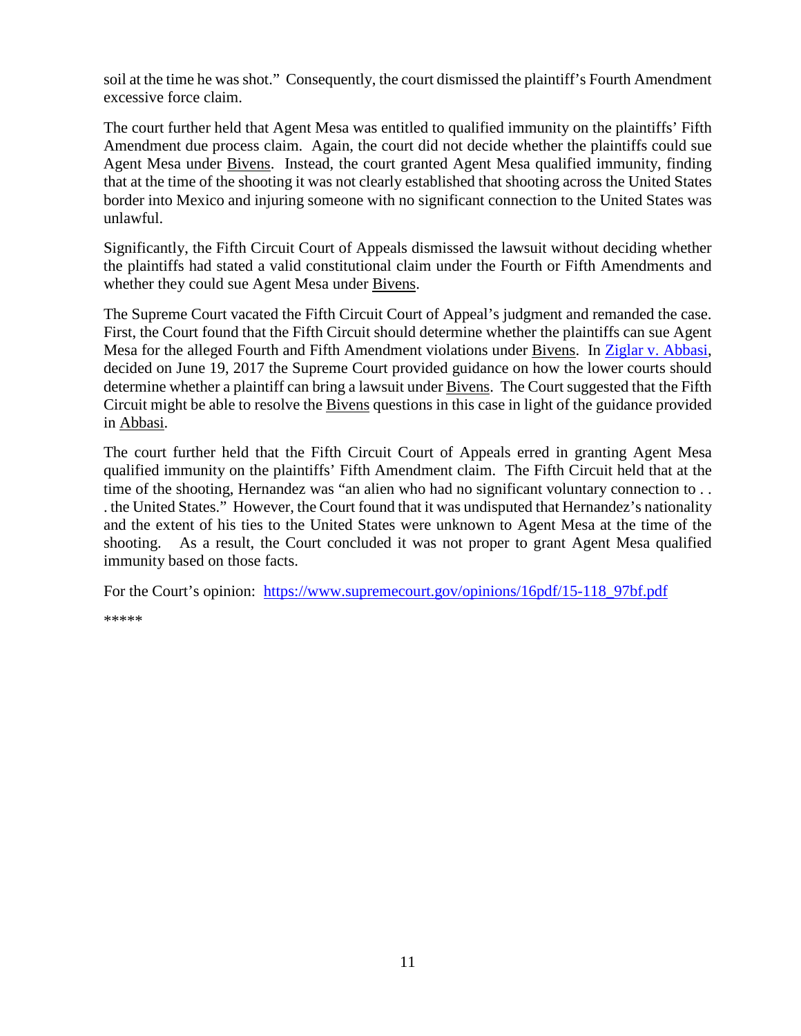soil at the time he was shot." Consequently, the court dismissed the plaintiff's Fourth Amendment excessive force claim.

The court further held that Agent Mesa was entitled to qualified immunity on the plaintiffs' Fifth Amendment due process claim. Again, the court did not decide whether the plaintiffs could sue Agent Mesa under Bivens. Instead, the court granted Agent Mesa qualified immunity, finding that at the time of the shooting it was not clearly established that shooting across the United States border into Mexico and injuring someone with no significant connection to the United States was unlawful.

Significantly, the Fifth Circuit Court of Appeals dismissed the lawsuit without deciding whether the plaintiffs had stated a valid constitutional claim under the Fourth or Fifth Amendments and whether they could sue Agent Mesa under Bivens.

The Supreme Court vacated the Fifth Circuit Court of Appeal's judgment and remanded the case. First, the Court found that the Fifth Circuit should determine whether the plaintiffs can sue Agent Mesa for the alleged Fourth and Fifth Amendment violations under Bivens. In Ziglar v. Abbasi, decided on June 19, 2017 the Supreme Court provided guidance on how the lower courts should determine whether a plaintiff can bring a lawsuit under Bivens. The Court suggested that the Fifth Circuit might be able to resolve the Bivens questions in this case in light of the guidance provided in Abbasi.

The court further held that the Fifth Circuit Court of Appeals erred in granting Agent Mesa qualified immunity on the plaintiffs' Fifth Amendment claim. The Fifth Circuit held that at the time of the shooting, Hernandez was "an alien who had no significant voluntary connection to . . . the United States." However, the Court found that it was undisputed that Hernandez's nationality and the extent of his ties to the United States were unknown to Agent Mesa at the time of the shooting. As a result, the Court concluded it was not proper to grant Agent Mesa qualified immunity based on those facts.

For the Court's opinion: https://www.supremecourt.gov/opinions/16pdf/15-118_97bf.pdf

*****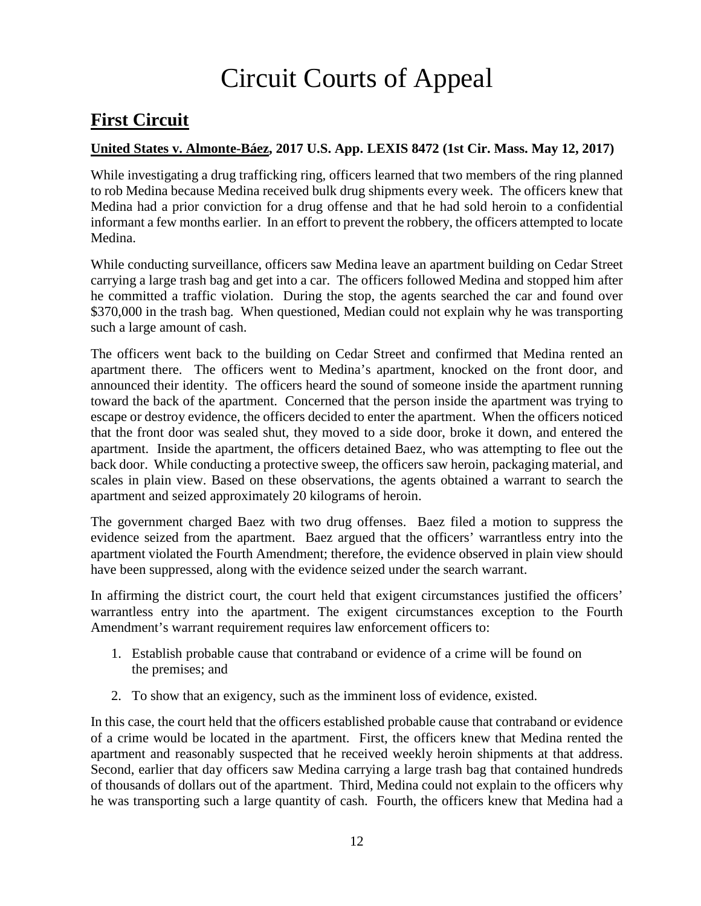# Circuit Courts of Appeal

## First Circuit

**United States v. Almonte-Báez, 2017 U.S. App. LEXIS 8472 (1st Cir. Mass. May 12, 2017)**

While investigating a drug trafficking ring, officers learned that two members of the ring planned to rob Medina because Medina received bulk drug shipments every week. The officers knew that Medina had a prior conviction for a drug offense and that he had sold heroin to a confidential informant a few months earlier. In an effort to prevent the robbery, the officers attempted to locate Medina.

While conducting surveillance, officers saw Medina leave an apartment building on Cedar Street carrying a large trash bag and get into a car. The officers followed Medina and stopped him after he committed a traffic violation. During the stop, the agents searched the car and found over $370,000 in the trash bag. When questioned, Median could not explain why he was transporting such a large amount of cash.

The officers went back to the building on Cedar Street and confirmed that Medina rented an apartment there. The officers went to Medina's apartment, knocked on the front door, and announced their identity. The officers heard the sound of someone inside the apartment running toward the back of the apartment. Concerned that the person inside the apartment was trying to escape or destroy evidence, the officers decided to enter the apartment. When the officers noticed that the front door was sealed shut, they moved to a side door, broke it down, and entered the apartment. Inside the apartment, the officers detained Baez, who was attempting to flee out the back door. While conducting a protective sweep, the officers saw heroin, packaging material, and scales in plain view. Based on these observations, the agents obtained a warrant to search the apartment and seized approximately 20 kilograms of heroin.

The government charged Baez with two drug offenses. Baez filed a motion to suppress the evidence seized from the apartment. Baez argued that the officers' warrantless entry into the apartment violated the Fourth Amendment; therefore, the evidence observed in plain view should have been suppressed, along with the evidence seized under the search warrant.

In affirming the district court, the court held that exigent circumstances justified the officers' warrantless entry into the apartment. The exigent circumstances exception to the Fourth Amendment's warrant requirement requires law enforcement officers to:

1. Establish probable cause that contraband or evidence of a crime will be found on the premises; and
2. To show that an exigency, such as the imminent loss of evidence, existed.

In this case, the court held that the officers established probable cause that contraband or evidence of a crime would be located in the apartment. First, the officers knew that Medina rented the apartment and reasonably suspected that he received weekly heroin shipments at that address. Second, earlier that day officers saw Medina carrying a large trash bag that contained hundreds of thousands of dollars out of the apartment. Third, Medina could not explain to the officers why he was transporting such a large quantity of cash. Fourth, the officers knew that Medina had a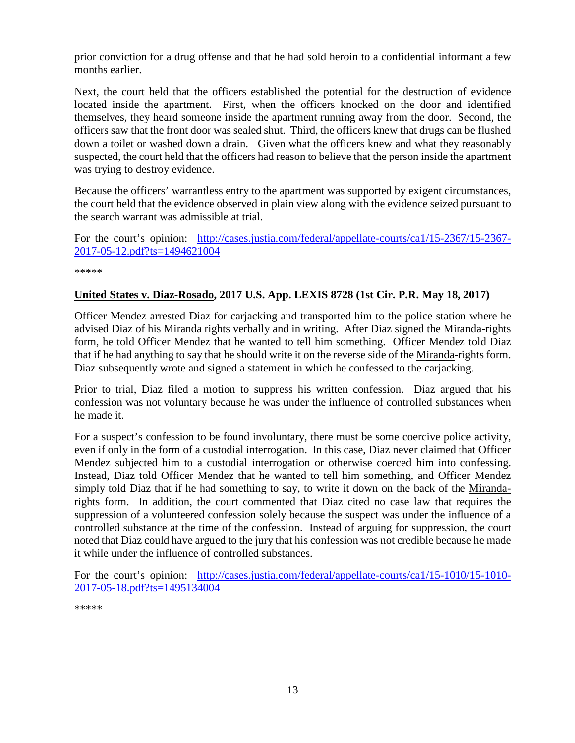prior conviction for a drug offense and that he had sold heroin to a confidential informant a few months earlier.

Next, the court held that the officers established the potential for the destruction of evidence located inside the apartment. First, when the officers knocked on the door and identified themselves, they heard someone inside the apartment running away from the door. Second, the officers saw that the front door was sealed shut. Third, the officers knew that drugs can be flushed down a toilet or washed down a drain. Given what the officers knew and what they reasonably suspected, the court held that the officers had reason to believe that the person inside the apartment was trying to destroy evidence.

Because the officers' warrantless entry to the apartment was supported by exigent circumstances, the court held that the evidence observed in plain view along with the evidence seized pursuant to the search warrant was admissible at trial.

For the court's opinion: [http://cases.justia.com/federal/appellate-courts/ca1/15-2367/15-2367-2017-05-12.pdf?ts=1494621004](http://cases.justia.com/federal/appellate-courts/ca1/15-2367/15-2367-2017-05-12.pdf?ts=1494621004)

*****

**United States v. Diaz-Rosado, 2017 U.S. App. LEXIS 8728 (1st Cir. P.R. May 18, 2017)**

Officer Mendez arrested Diaz for carjacking and transported him to the police station where he advised Diaz of his Miranda rights verbally and in writing. After Diaz signed the Miranda-rights form, he told Officer Mendez that he wanted to tell him something. Officer Mendez told Diaz that if he had anything to say that he should write it on the reverse side of the Miranda-rights form. Diaz subsequently wrote and signed a statement in which he confessed to the carjacking.

Prior to trial, Diaz filed a motion to suppress his written confession. Diaz argued that his confession was not voluntary because he was under the influence of controlled substances when he made it.

For a suspect's confession to be found involuntary, there must be some coercive police activity, even if only in the form of a custodial interrogation. In this case, Diaz never claimed that Officer Mendez subjected him to a custodial interrogation or otherwise coerced him into confessing. Instead, Diaz told Officer Mendez that he wanted to tell him something, and Officer Mendez simply told Diaz that if he had something to say, to write it down on the back of the Miranda-rights form. In addition, the court commented that Diaz cited no case law that requires the suppression of a volunteered confession solely because the suspect was under the influence of a controlled substance at the time of the confession. Instead of arguing for suppression, the court noted that Diaz could have argued to the jury that his confession was not credible because he made it while under the influence of controlled substances.

For the court's opinion: [http://cases.justia.com/federal/appellate-courts/ca1/15-1010/15-1010-2017-05-18.pdf?ts=1495134004](http://cases.justia.com/federal/appellate-courts/ca1/15-1010/15-1010-2017-05-18.pdf?ts=1495134004)

*****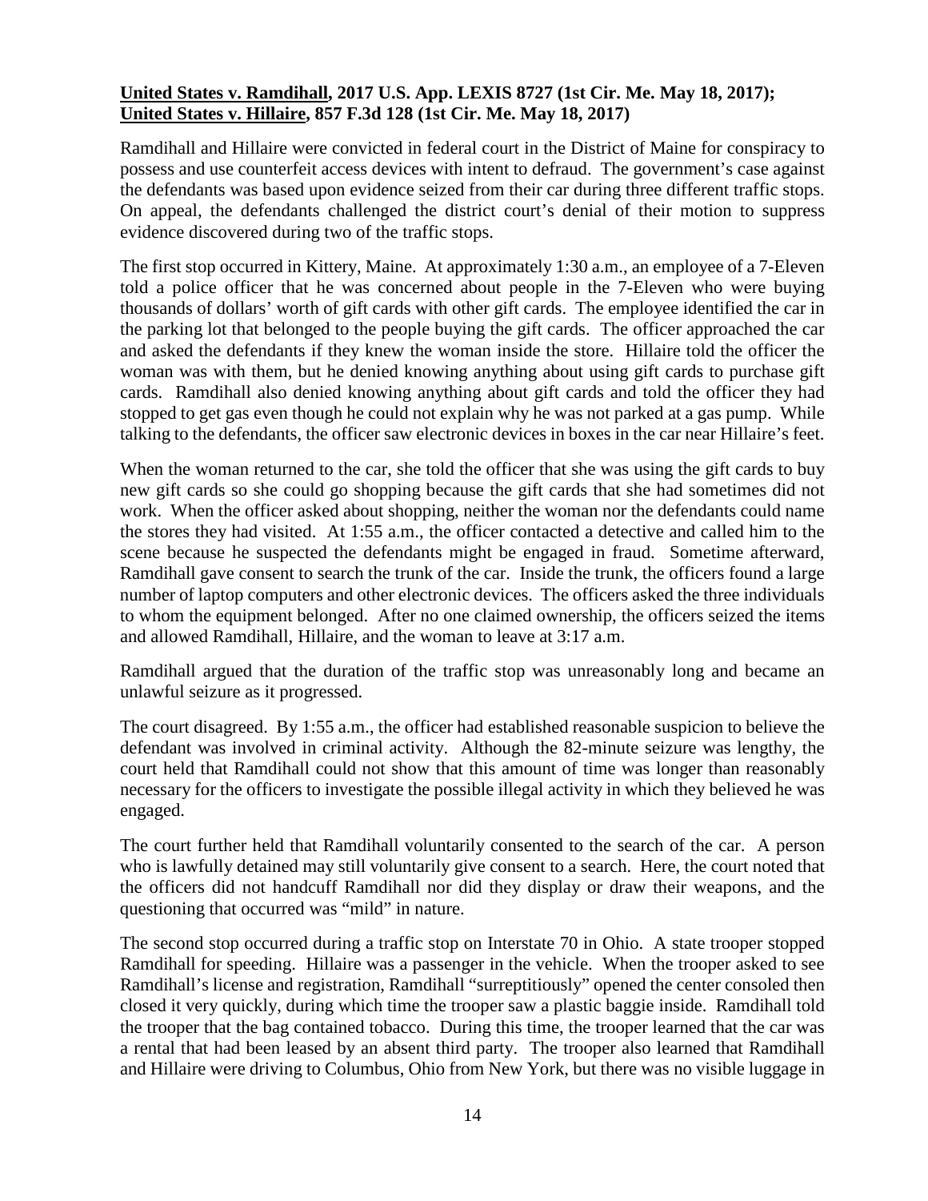**United States v. Ramdihall, 2017 U.S. App. LEXIS 8727 (1st Cir. Me. May 18, 2017); United States v. Hillaire, 857 F.3d 128 (1st Cir. Me. May 18, 2017)**

Ramdihall and Hillaire were convicted in federal court in the District of Maine for conspiracy to possess and use counterfeit access devices with intent to defraud. The government's case against the defendants was based upon evidence seized from their car during three different traffic stops. On appeal, the defendants challenged the district court's denial of their motion to suppress evidence discovered during two of the traffic stops.

The first stop occurred in Kittery, Maine. At approximately 1:30 a.m., an employee of a 7-Eleven told a police officer that he was concerned about people in the 7-Eleven who were buying thousands of dollars' worth of gift cards with other gift cards. The employee identified the car in the parking lot that belonged to the people buying the gift cards. The officer approached the car and asked the defendants if they knew the woman inside the store. Hillaire told the officer the woman was with them, but he denied knowing anything about using gift cards to purchase gift cards. Ramdihall also denied knowing anything about gift cards and told the officer they had stopped to get gas even though he could not explain why he was not parked at a gas pump. While talking to the defendants, the officer saw electronic devices in boxes in the car near Hillaire's feet.

When the woman returned to the car, she told the officer that she was using the gift cards to buy new gift cards so she could go shopping because the gift cards that she had sometimes did not work. When the officer asked about shopping, neither the woman nor the defendants could name the stores they had visited. At 1:55 a.m., the officer contacted a detective and called him to the scene because he suspected the defendants might be engaged in fraud. Sometime afterward, Ramdihall gave consent to search the trunk of the car. Inside the trunk, the officers found a large number of laptop computers and other electronic devices. The officers asked the three individuals to whom the equipment belonged. After no one claimed ownership, the officers seized the items and allowed Ramdihall, Hillaire, and the woman to leave at 3:17 a.m.

Ramdihall argued that the duration of the traffic stop was unreasonably long and became an unlawful seizure as it progressed.

The court disagreed. By 1:55 a.m., the officer had established reasonable suspicion to believe the defendant was involved in criminal activity. Although the 82-minute seizure was lengthy, the court held that Ramdihall could not show that this amount of time was longer than reasonably necessary for the officers to investigate the possible illegal activity in which they believed he was engaged.

The court further held that Ramdihall voluntarily consented to the search of the car. A person who is lawfully detained may still voluntarily give consent to a search. Here, the court noted that the officers did not handcuff Ramdihall nor did they display or draw their weapons, and the questioning that occurred was "mild" in nature.

The second stop occurred during a traffic stop on Interstate 70 in Ohio. A state trooper stopped Ramdihall for speeding. Hillaire was a passenger in the vehicle. When the trooper asked to see Ramdihall's license and registration, Ramdihall "surreptitiously" opened the center consoled then closed it very quickly, during which time the trooper saw a plastic baggie inside. Ramdihall told the trooper that the bag contained tobacco. During this time, the trooper learned that the car was a rental that had been leased by an absent third party. The trooper also learned that Ramdihall and Hillaire were driving to Columbus, Ohio from New York, but there was no visible luggage in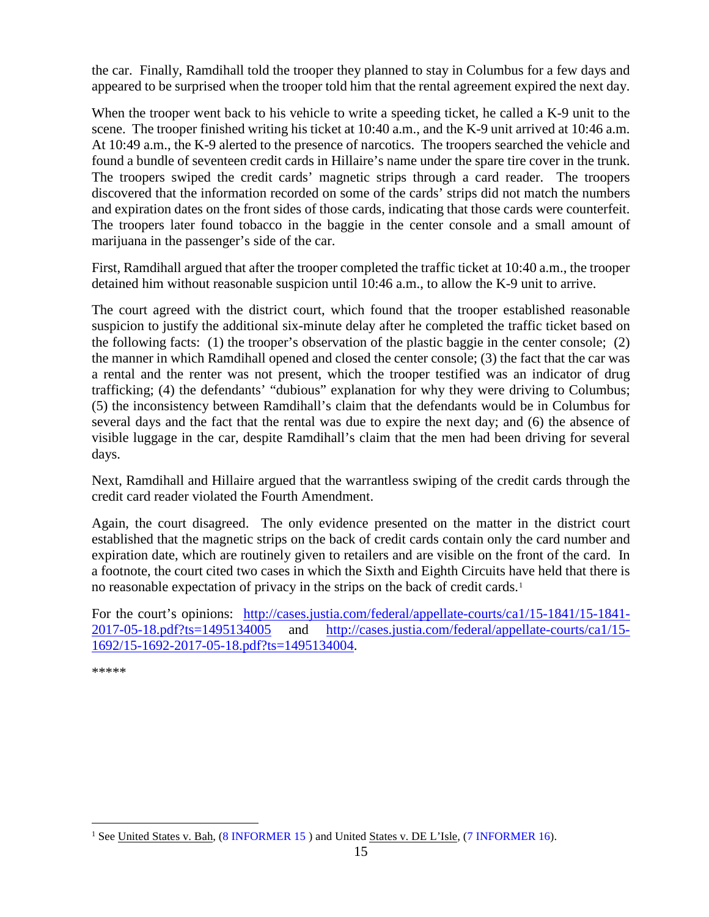the car. Finally, Ramdihall told the trooper they planned to stay in Columbus for a few days and appeared to be surprised when the trooper told him that the rental agreement expired the next day.

When the trooper went back to his vehicle to write a speeding ticket, he called a K-9 unit to the scene. The trooper finished writing his ticket at 10:40 a.m., and the K-9 unit arrived at 10:46 a.m. At 10:49 a.m., the K-9 alerted to the presence of narcotics. The troopers searched the vehicle and found a bundle of seventeen credit cards in Hillaire's name under the spare tire cover in the trunk. The troopers swiped the credit cards' magnetic strips through a card reader. The troopers discovered that the information recorded on some of the cards' strips did not match the numbers and expiration dates on the front sides of those cards, indicating that those cards were counterfeit. The troopers later found tobacco in the baggie in the center console and a small amount of marijuana in the passenger's side of the car.

First, Ramdihall argued that after the trooper completed the traffic ticket at 10:40 a.m., the trooper detained him without reasonable suspicion until 10:46 a.m., to allow the K-9 unit to arrive.

The court agreed with the district court, which found that the trooper established reasonable suspicion to justify the additional six-minute delay after he completed the traffic ticket based on the following facts: (1) the trooper's observation of the plastic baggie in the center console; (2) the manner in which Ramdihall opened and closed the center console; (3) the fact that the car was a rental and the renter was not present, which the trooper testified was an indicator of drug trafficking; (4) the defendants' "dubious" explanation for why they were driving to Columbus; (5) the inconsistency between Ramdihall's claim that the defendants would be in Columbus for several days and the fact that the rental was due to expire the next day; and (6) the absence of visible luggage in the car, despite Ramdihall's claim that the men had been driving for several days.

Next, Ramdihall and Hillaire argued that the warrantless swiping of the credit cards through the credit card reader violated the Fourth Amendment.

Again, the court disagreed. The only evidence presented on the matter in the district court established that the magnetic strips on the back of credit cards contain only the card number and expiration date, which are routinely given to retailers and are visible on the front of the card. In a footnote, the court cited two cases in which the Sixth and Eighth Circuits have held that there is no reasonable expectation of privacy in the strips on the back of credit cards.[1]

For the court's opinions: http://cases.justia.com/federal/appellate-courts/ca1/15-1841/15-1841-2017-05-18.pdf?ts=1495134005 and http://cases.justia.com/federal/appellate-courts/ca1/15-1692/15-1692-2017-05-18.pdf?ts=1495134004.

*****

[1] See United States v. Bah, (8 INFORMER 15 ) and United States v. DE L'Isle, (7 INFORMER 16).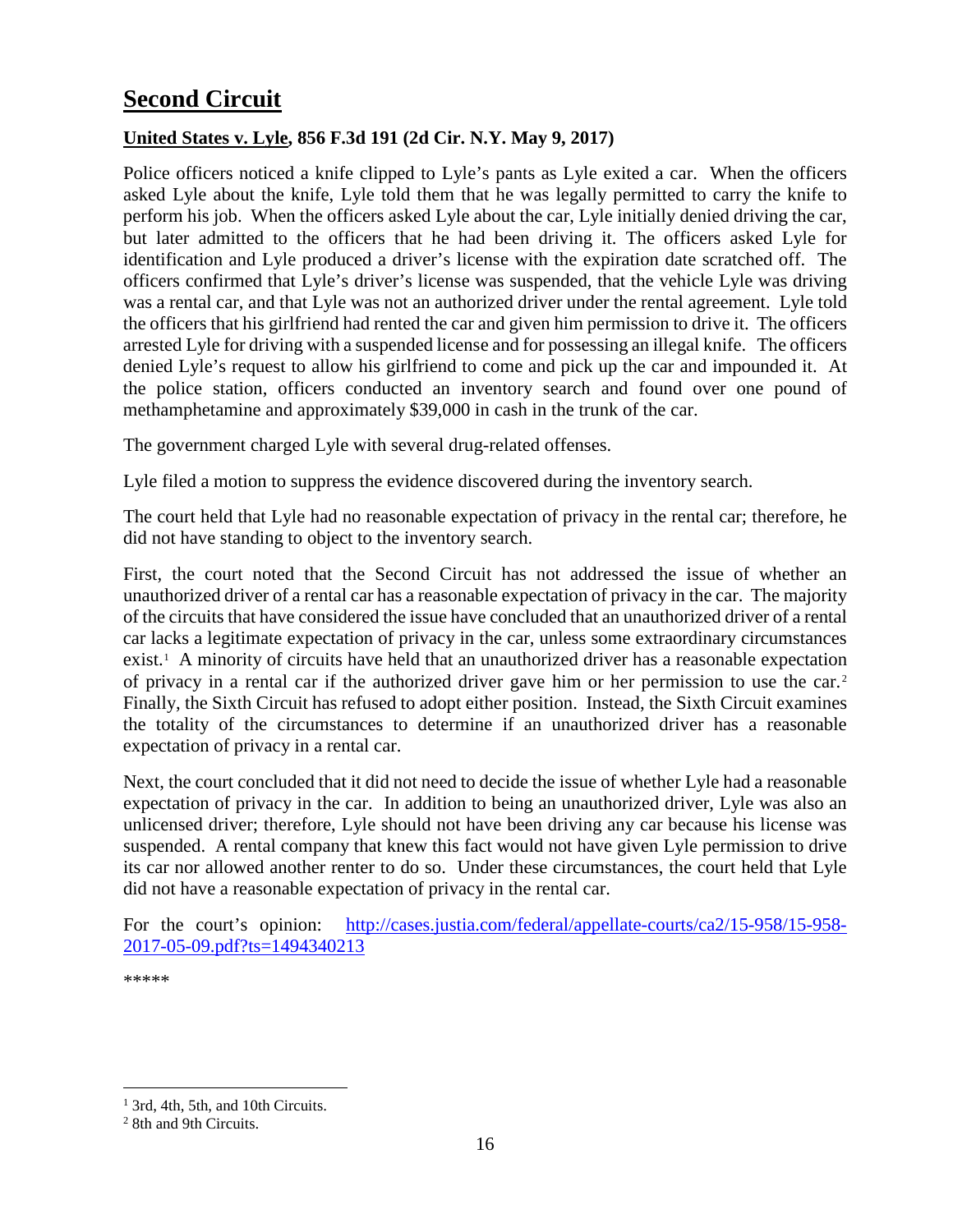## Second Circuit

### **United States v. Lyle, 856 F.3d 191 (2d Cir. N.Y. May 9, 2017)**

Police officers noticed a knife clipped to Lyle's pants as Lyle exited a car. When the officers asked Lyle about the knife, Lyle told them that he was legally permitted to carry the knife to perform his job. When the officers asked Lyle about the car, Lyle initially denied driving the car, but later admitted to the officers that he had been driving it. The officers asked Lyle for identification and Lyle produced a driver's license with the expiration date scratched off. The officers confirmed that Lyle's driver's license was suspended, that the vehicle Lyle was driving was a rental car, and that Lyle was not an authorized driver under the rental agreement. Lyle told the officers that his girlfriend had rented the car and given him permission to drive it. The officers arrested Lyle for driving with a suspended license and for possessing an illegal knife. The officers denied Lyle's request to allow his girlfriend to come and pick up the car and impounded it. At the police station, officers conducted an inventory search and found over one pound of methamphetamine and approximately $39,000 in cash in the trunk of the car.

The government charged Lyle with several drug-related offenses.

Lyle filed a motion to suppress the evidence discovered during the inventory search.

The court held that Lyle had no reasonable expectation of privacy in the rental car; therefore, he did not have standing to object to the inventory search.

First, the court noted that the Second Circuit has not addressed the issue of whether an unauthorized driver of a rental car has a reasonable expectation of privacy in the car. The majority of the circuits that have considered the issue have concluded that an unauthorized driver of a rental car lacks a legitimate expectation of privacy in the car, unless some extraordinary circumstances exist.[1] A minority of circuits have held that an unauthorized driver has a reasonable expectation of privacy in a rental car if the authorized driver gave him or her permission to use the car.[2] Finally, the Sixth Circuit has refused to adopt either position. Instead, the Sixth Circuit examines the totality of the circumstances to determine if an unauthorized driver has a reasonable expectation of privacy in a rental car.

Next, the court concluded that it did not need to decide the issue of whether Lyle had a reasonable expectation of privacy in the car. In addition to being an unauthorized driver, Lyle was also an unlicensed driver; therefore, Lyle should not have been driving any car because his license was suspended. A rental company that knew this fact would not have given Lyle permission to drive its car nor allowed another renter to do so. Under these circumstances, the court held that Lyle did not have a reasonable expectation of privacy in the rental car.

For the court's opinion: [http://cases.justia.com/federal/appellate-courts/ca2/15-958/15-958-2017-05-09.pdf?ts=1494340213](http://cases.justia.com/federal/appellate-courts/ca2/15-958/15-958-2017-05-09.pdf?ts=1494340213)

*****

---

[1] 3rd, 4th, 5th, and 10th Circuits.

[2] 8th and 9th Circuits.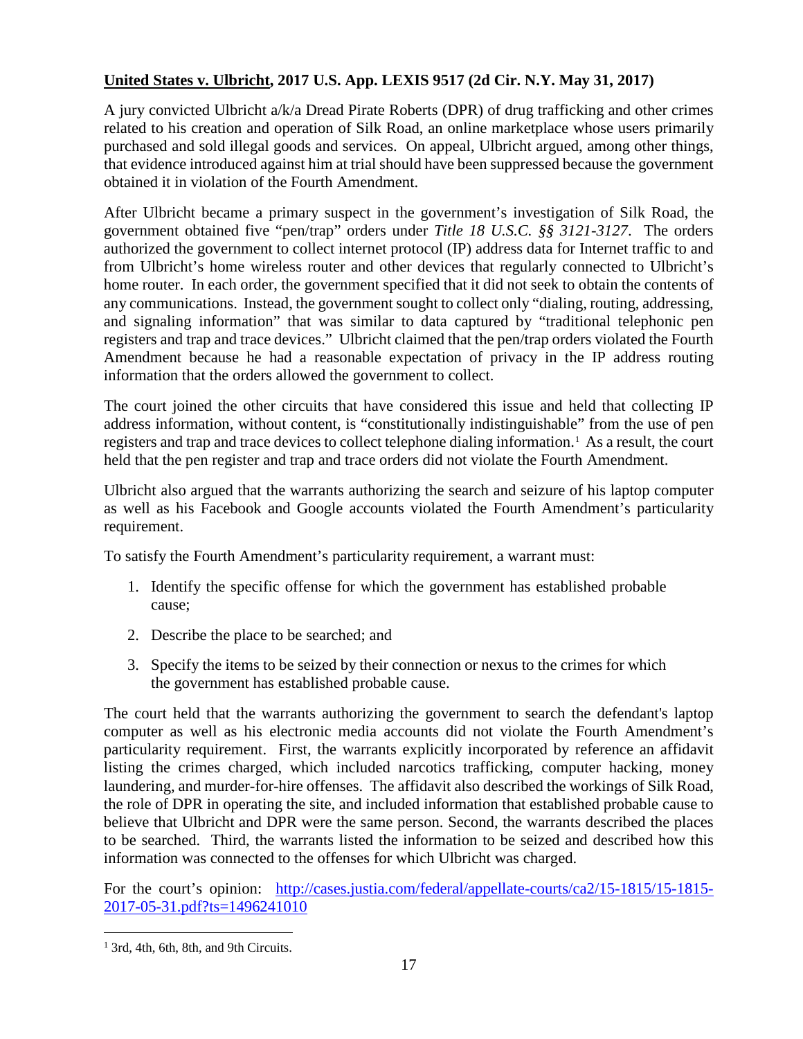**United States v. Ulbricht, 2017 U.S. App. LEXIS 9517 (2d Cir. N.Y. May 31, 2017)**

A jury convicted Ulbricht a/k/a Dread Pirate Roberts (DPR) of drug trafficking and other crimes related to his creation and operation of Silk Road, an online marketplace whose users primarily purchased and sold illegal goods and services. On appeal, Ulbricht argued, among other things, that evidence introduced against him at trial should have been suppressed because the government obtained it in violation of the Fourth Amendment.

After Ulbricht became a primary suspect in the government's investigation of Silk Road, the government obtained five "pen/trap" orders under *Title 18 U.S.C. §§ 3121-3127*. The orders authorized the government to collect internet protocol (IP) address data for Internet traffic to and from Ulbricht's home wireless router and other devices that regularly connected to Ulbricht's home router. In each order, the government specified that it did not seek to obtain the contents of any communications. Instead, the government sought to collect only "dialing, routing, addressing, and signaling information" that was similar to data captured by "traditional telephonic pen registers and trap and trace devices." Ulbricht claimed that the pen/trap orders violated the Fourth Amendment because he had a reasonable expectation of privacy in the IP address routing information that the orders allowed the government to collect.

The court joined the other circuits that have considered this issue and held that collecting IP address information, without content, is "constitutionally indistinguishable" from the use of pen registers and trap and trace devices to collect telephone dialing information.[1] As a result, the court held that the pen register and trap and trace orders did not violate the Fourth Amendment.

Ulbricht also argued that the warrants authorizing the search and seizure of his laptop computer as well as his Facebook and Google accounts violated the Fourth Amendment's particularity requirement.

To satisfy the Fourth Amendment's particularity requirement, a warrant must:

1. Identify the specific offense for which the government has established probable cause;
2. Describe the place to be searched; and
3. Specify the items to be seized by their connection or nexus to the crimes for which the government has established probable cause.

The court held that the warrants authorizing the government to search the defendant's laptop computer as well as his electronic media accounts did not violate the Fourth Amendment's particularity requirement. First, the warrants explicitly incorporated by reference an affidavit listing the crimes charged, which included narcotics trafficking, computer hacking, money laundering, and murder-for-hire offenses. The affidavit also described the workings of Silk Road, the role of DPR in operating the site, and included information that established probable cause to believe that Ulbricht and DPR were the same person. Second, the warrants described the places to be searched. Third, the warrants listed the information to be seized and described how this information was connected to the offenses for which Ulbricht was charged.

For the court's opinion: [http://cases.justia.com/federal/appellate-courts/ca2/15-1815/15-1815-2017-05-31.pdf?ts=1496241010](http://cases.justia.com/federal/appellate-courts/ca2/15-1815/15-1815-2017-05-31.pdf?ts=1496241010)

---

[1] 3rd, 4th, 6th, 8th, and 9th Circuits.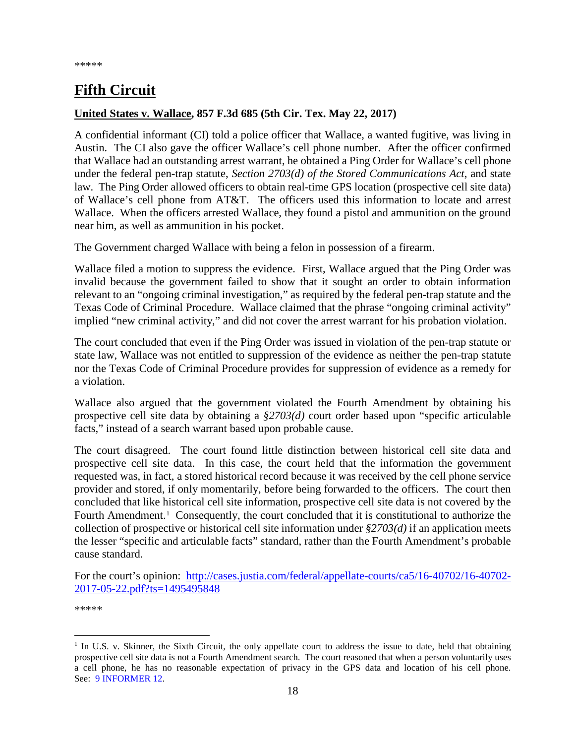*****

# Fifth Circuit

**United States v. Wallace, 857 F.3d 685 (5th Cir. Tex. May 22, 2017)**

A confidential informant (CI) told a police officer that Wallace, a wanted fugitive, was living in Austin. The CI also gave the officer Wallace's cell phone number. After the officer confirmed that Wallace had an outstanding arrest warrant, he obtained a Ping Order for Wallace's cell phone under the federal pen-trap statute, *Section 2703(d) of the Stored Communications Act*, and state law. The Ping Order allowed officers to obtain real-time GPS location (prospective cell site data) of Wallace's cell phone from AT&T. The officers used this information to locate and arrest Wallace. When the officers arrested Wallace, they found a pistol and ammunition on the ground near him, as well as ammunition in his pocket.

The Government charged Wallace with being a felon in possession of a firearm.

Wallace filed a motion to suppress the evidence. First, Wallace argued that the Ping Order was invalid because the government failed to show that it sought an order to obtain information relevant to an "ongoing criminal investigation," as required by the federal pen-trap statute and the Texas Code of Criminal Procedure. Wallace claimed that the phrase "ongoing criminal activity" implied "new criminal activity," and did not cover the arrest warrant for his probation violation.

The court concluded that even if the Ping Order was issued in violation of the pen-trap statute or state law, Wallace was not entitled to suppression of the evidence as neither the pen-trap statute nor the Texas Code of Criminal Procedure provides for suppression of evidence as a remedy for a violation.

Wallace also argued that the government violated the Fourth Amendment by obtaining his prospective cell site data by obtaining a *§2703(d)* court order based upon "specific articulable facts," instead of a search warrant based upon probable cause.

The court disagreed. The court found little distinction between historical cell site data and prospective cell site data. In this case, the court held that the information the government requested was, in fact, a stored historical record because it was received by the cell phone service provider and stored, if only momentarily, before being forwarded to the officers. The court then concluded that like historical cell site information, prospective cell site data is not covered by the Fourth Amendment.[1] Consequently, the court concluded that it is constitutional to authorize the collection of prospective or historical cell site information under *§2703(d)* if an application meets the lesser "specific and articulable facts" standard, rather than the Fourth Amendment's probable cause standard.

For the court's opinion: [http://cases.justia.com/federal/appellate-courts/ca5/16-40702/16-40702-2017-05-22.pdf?ts=1495495848](http://cases.justia.com/federal/appellate-courts/ca5/16-40702/16-40702-2017-05-22.pdf?ts=1495495848)

*****

---

[1] In U.S. v. Skinner, the Sixth Circuit, the only appellate court to address the issue to date, held that obtaining prospective cell site data is not a Fourth Amendment search. The court reasoned that when a person voluntarily uses a cell phone, he has no reasonable expectation of privacy in the GPS data and location of his cell phone. See: 9 INFORMER 12.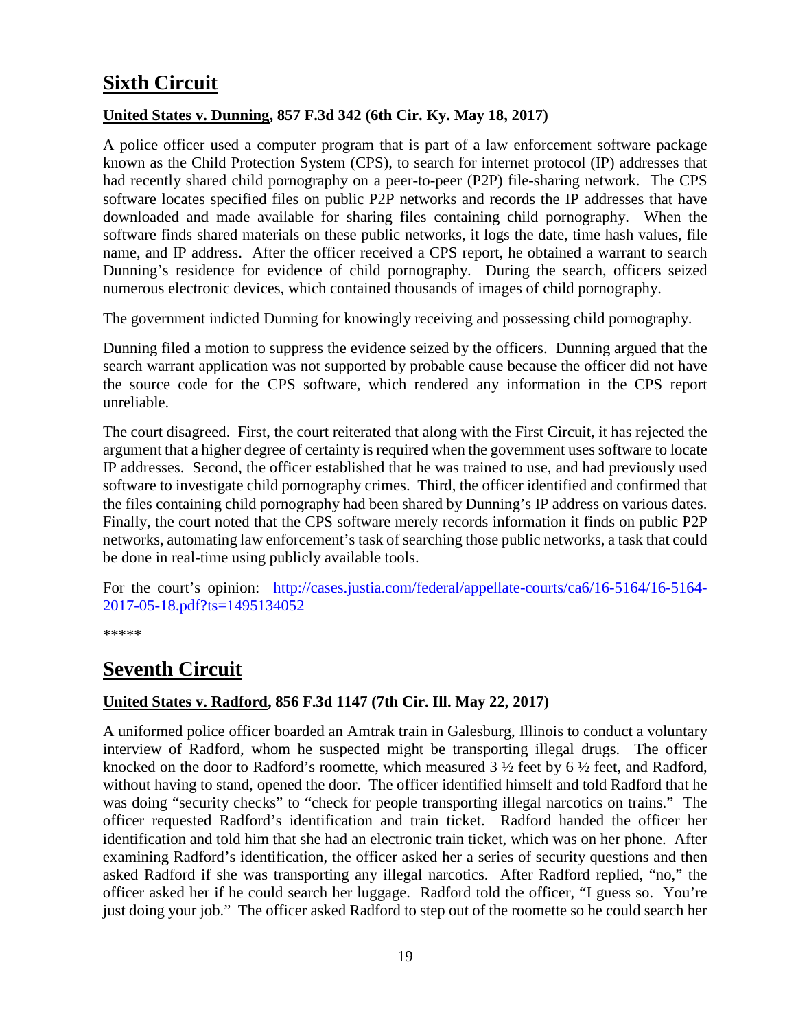# Sixth Circuit

## United States v. Dunning, 857 F.3d 342 (6th Cir. Ky. May 18, 2017)

A police officer used a computer program that is part of a law enforcement software package known as the Child Protection System (CPS), to search for internet protocol (IP) addresses that had recently shared child pornography on a peer-to-peer (P2P) file-sharing network. The CPS software locates specified files on public P2P networks and records the IP addresses that have downloaded and made available for sharing files containing child pornography. When the software finds shared materials on these public networks, it logs the date, time hash values, file name, and IP address. After the officer received a CPS report, he obtained a warrant to search Dunning's residence for evidence of child pornography. During the search, officers seized numerous electronic devices, which contained thousands of images of child pornography.

The government indicted Dunning for knowingly receiving and possessing child pornography.

Dunning filed a motion to suppress the evidence seized by the officers. Dunning argued that the search warrant application was not supported by probable cause because the officer did not have the source code for the CPS software, which rendered any information in the CPS report unreliable.

The court disagreed. First, the court reiterated that along with the First Circuit, it has rejected the argument that a higher degree of certainty is required when the government uses software to locate IP addresses. Second, the officer established that he was trained to use, and had previously used software to investigate child pornography crimes. Third, the officer identified and confirmed that the files containing child pornography had been shared by Dunning's IP address on various dates. Finally, the court noted that the CPS software merely records information it finds on public P2P networks, automating law enforcement's task of searching those public networks, a task that could be done in real-time using publicly available tools.

For the court's opinion: [http://cases.justia.com/federal/appellate-courts/ca6/16-5164/16-5164-2017-05-18.pdf?ts=1495134052](http://cases.justia.com/federal/appellate-courts/ca6/16-5164/16-5164-2017-05-18.pdf?ts=1495134052)

*****

# Seventh Circuit

## United States v. Radford, 856 F.3d 1147 (7th Cir. Ill. May 22, 2017)

A uniformed police officer boarded an Amtrak train in Galesburg, Illinois to conduct a voluntary interview of Radford, whom he suspected might be transporting illegal drugs. The officer knocked on the door to Radford's roomette, which measured 3 ½ feet by 6 ½ feet, and Radford, without having to stand, opened the door. The officer identified himself and told Radford that he was doing "security checks" to "check for people transporting illegal narcotics on trains." The officer requested Radford's identification and train ticket. Radford handed the officer her identification and told him that she had an electronic train ticket, which was on her phone. After examining Radford's identification, the officer asked her a series of security questions and then asked Radford if she was transporting any illegal narcotics. After Radford replied, "no," the officer asked her if he could search her luggage. Radford told the officer, "I guess so. You're just doing your job." The officer asked Radford to step out of the roomette so he could search her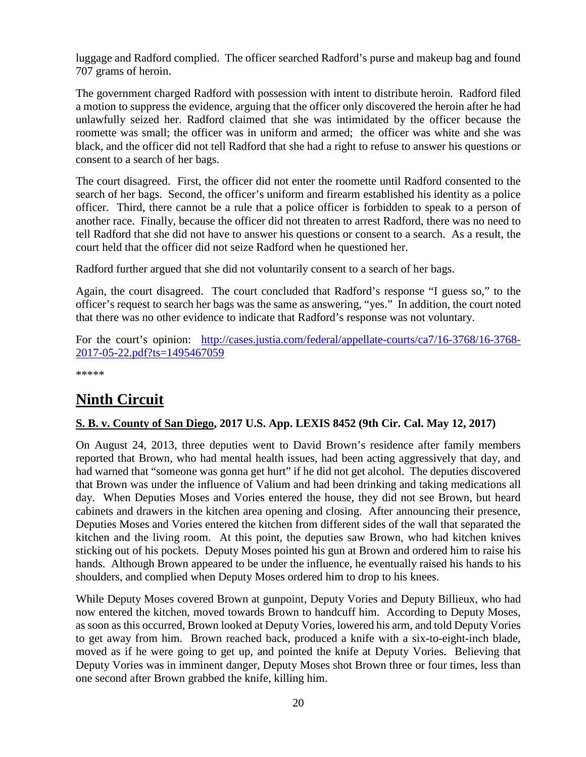luggage and Radford complied. The officer searched Radford's purse and makeup bag and found 707 grams of heroin.

The government charged Radford with possession with intent to distribute heroin. Radford filed a motion to suppress the evidence, arguing that the officer only discovered the heroin after he had unlawfully seized her. Radford claimed that she was intimidated by the officer because the roomette was small; the officer was in uniform and armed; the officer was white and she was black, and the officer did not tell Radford that she had a right to refuse to answer his questions or consent to a search of her bags.

The court disagreed. First, the officer did not enter the roomette until Radford consented to the search of her bags. Second, the officer's uniform and firearm established his identity as a police officer. Third, there cannot be a rule that a police officer is forbidden to speak to a person of another race. Finally, because the officer did not threaten to arrest Radford, there was no need to tell Radford that she did not have to answer his questions or consent to a search. As a result, the court held that the officer did not seize Radford when he questioned her.

Radford further argued that she did not voluntarily consent to a search of her bags.

Again, the court disagreed. The court concluded that Radford's response "I guess so," to the officer's request to search her bags was the same as answering, "yes." In addition, the court noted that there was no other evidence to indicate that Radford's response was not voluntary.

For the court's opinion: [http://cases.justia.com/federal/appellate-courts/ca7/16-3768/16-3768-2017-05-22.pdf?ts=1495467059](http://cases.justia.com/federal/appellate-courts/ca7/16-3768/16-3768-2017-05-22.pdf?ts=1495467059)

*****

# Ninth Circuit

### S. B. v. County of San Diego, 2017 U.S. App. LEXIS 8452 (9th Cir. Cal. May 12, 2017)

On August 24, 2013, three deputies went to David Brown's residence after family members reported that Brown, who had mental health issues, had been acting aggressively that day, and had warned that "someone was gonna get hurt" if he did not get alcohol. The deputies discovered that Brown was under the influence of Valium and had been drinking and taking medications all day. When Deputies Moses and Vories entered the house, they did not see Brown, but heard cabinets and drawers in the kitchen area opening and closing. After announcing their presence, Deputies Moses and Vories entered the kitchen from different sides of the wall that separated the kitchen and the living room. At this point, the deputies saw Brown, who had kitchen knives sticking out of his pockets. Deputy Moses pointed his gun at Brown and ordered him to raise his hands. Although Brown appeared to be under the influence, he eventually raised his hands to his shoulders, and complied when Deputy Moses ordered him to drop to his knees.

While Deputy Moses covered Brown at gunpoint, Deputy Vories and Deputy Billieux, who had now entered the kitchen, moved towards Brown to handcuff him. According to Deputy Moses, as soon as this occurred, Brown looked at Deputy Vories, lowered his arm, and told Deputy Vories to get away from him. Brown reached back, produced a knife with a six-to-eight-inch blade, moved as if he were going to get up, and pointed the knife at Deputy Vories. Believing that Deputy Vories was in imminent danger, Deputy Moses shot Brown three or four times, less than one second after Brown grabbed the knife, killing him.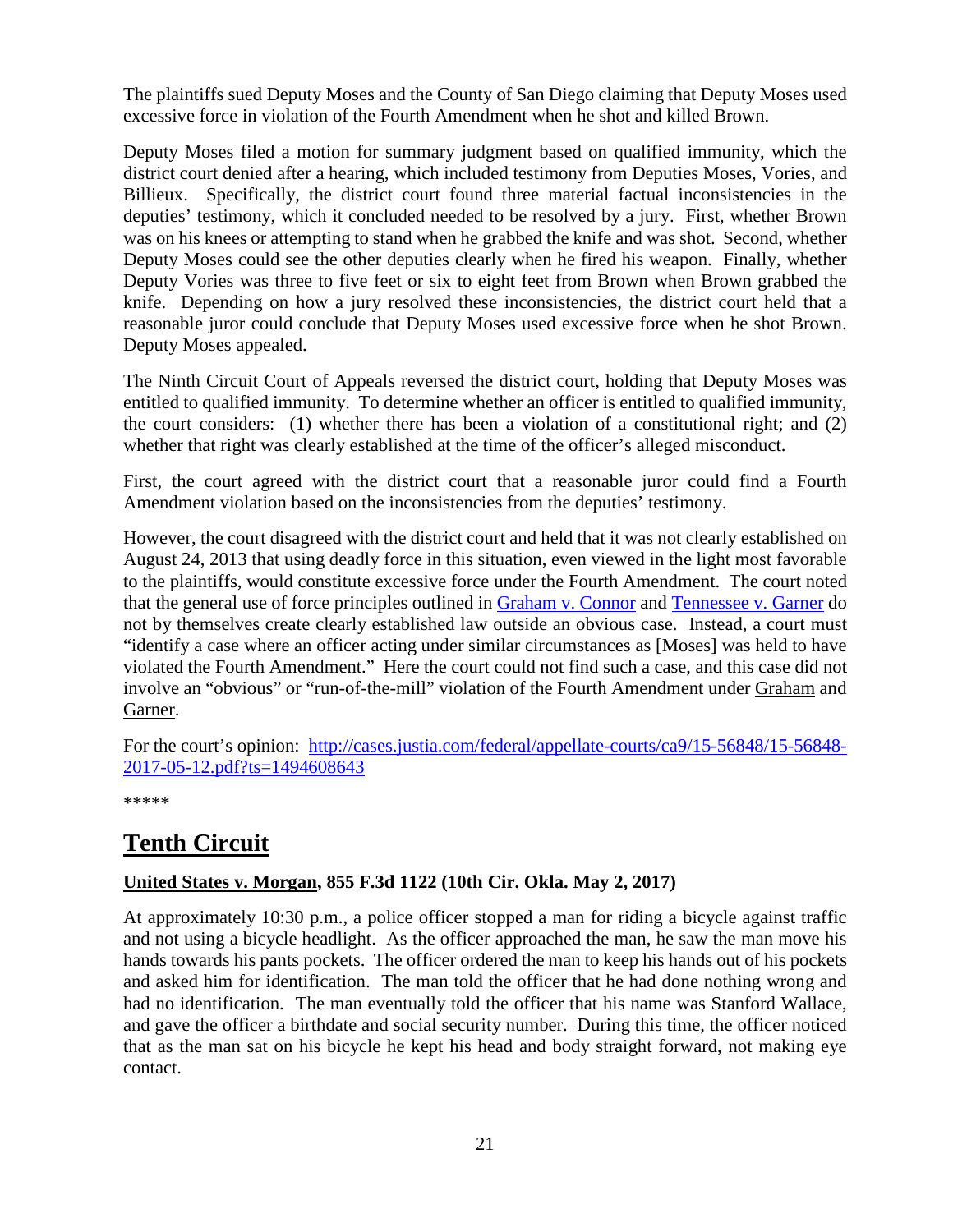The plaintiffs sued Deputy Moses and the County of San Diego claiming that Deputy Moses used excessive force in violation of the Fourth Amendment when he shot and killed Brown.

Deputy Moses filed a motion for summary judgment based on qualified immunity, which the district court denied after a hearing, which included testimony from Deputies Moses, Vories, and Billieux. Specifically, the district court found three material factual inconsistencies in the deputies' testimony, which it concluded needed to be resolved by a jury. First, whether Brown was on his knees or attempting to stand when he grabbed the knife and was shot. Second, whether Deputy Moses could see the other deputies clearly when he fired his weapon. Finally, whether Deputy Vories was three to five feet or six to eight feet from Brown when Brown grabbed the knife. Depending on how a jury resolved these inconsistencies, the district court held that a reasonable juror could conclude that Deputy Moses used excessive force when he shot Brown. Deputy Moses appealed.

The Ninth Circuit Court of Appeals reversed the district court, holding that Deputy Moses was entitled to qualified immunity. To determine whether an officer is entitled to qualified immunity, the court considers: (1) whether there has been a violation of a constitutional right; and (2) whether that right was clearly established at the time of the officer's alleged misconduct.

First, the court agreed with the district court that a reasonable juror could find a Fourth Amendment violation based on the inconsistencies from the deputies' testimony.

However, the court disagreed with the district court and held that it was not clearly established on August 24, 2013 that using deadly force in this situation, even viewed in the light most favorable to the plaintiffs, would constitute excessive force under the Fourth Amendment. The court noted that the general use of force principles outlined in Graham v. Connor and Tennessee v. Garner do not by themselves create clearly established law outside an obvious case. Instead, a court must "identify a case where an officer acting under similar circumstances as [Moses] was held to have violated the Fourth Amendment." Here the court could not find such a case, and this case did not involve an "obvious" or "run-of-the-mill" violation of the Fourth Amendment under Graham and Garner.

For the court's opinion: http://cases.justia.com/federal/appellate-courts/ca9/15-56848/15-56848-2017-05-12.pdf?ts=1494608643

*****

# Tenth Circuit

**United States v. Morgan, 855 F.3d 1122 (10th Cir. Okla. May 2, 2017)**

At approximately 10:30 p.m., a police officer stopped a man for riding a bicycle against traffic and not using a bicycle headlight. As the officer approached the man, he saw the man move his hands towards his pants pockets. The officer ordered the man to keep his hands out of his pockets and asked him for identification. The man told the officer that he had done nothing wrong and had no identification. The man eventually told the officer that his name was Stanford Wallace, and gave the officer a birthdate and social security number. During this time, the officer noticed that as the man sat on his bicycle he kept his head and body straight forward, not making eye contact.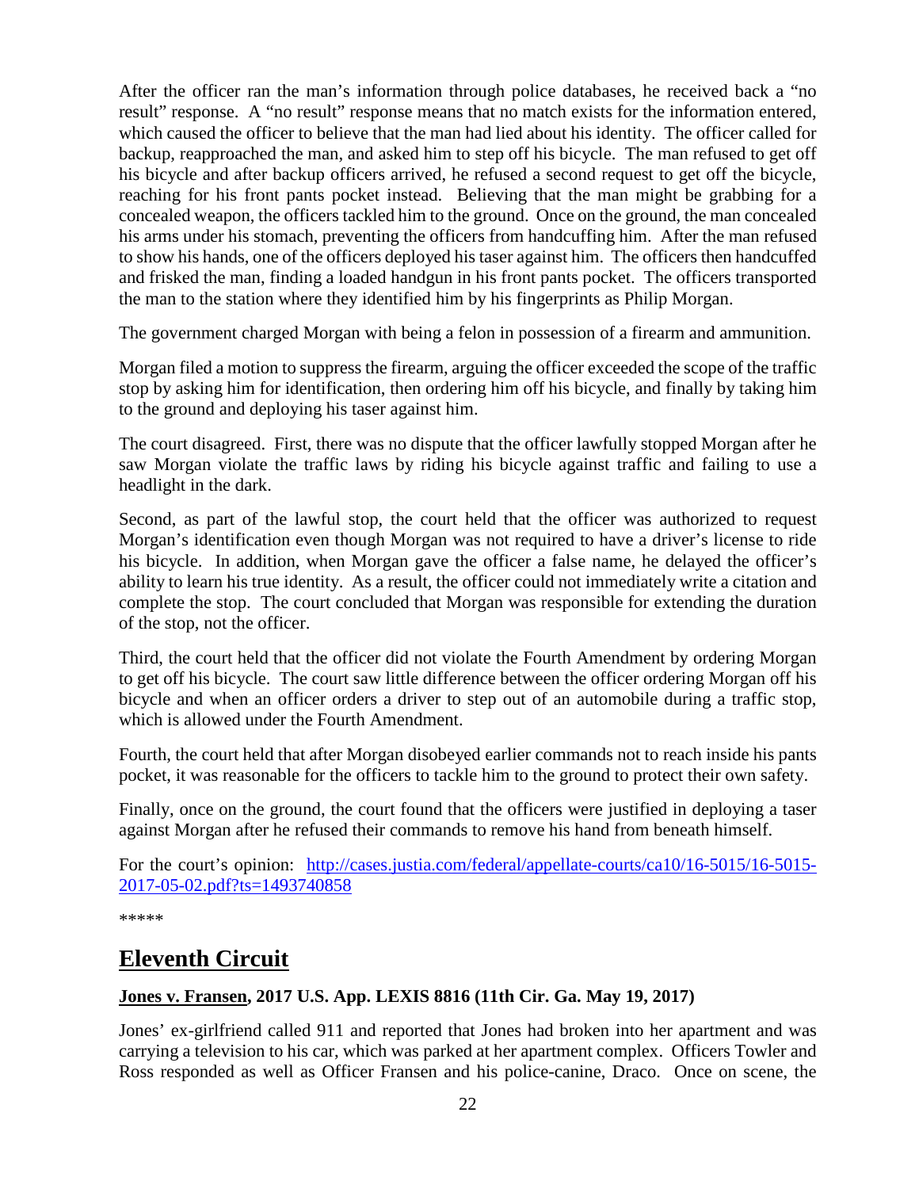After the officer ran the man's information through police databases, he received back a "no result" response. A "no result" response means that no match exists for the information entered, which caused the officer to believe that the man had lied about his identity. The officer called for backup, reapproached the man, and asked him to step off his bicycle. The man refused to get off his bicycle and after backup officers arrived, he refused a second request to get off the bicycle, reaching for his front pants pocket instead. Believing that the man might be grabbing for a concealed weapon, the officers tackled him to the ground. Once on the ground, the man concealed his arms under his stomach, preventing the officers from handcuffing him. After the man refused to show his hands, one of the officers deployed his taser against him. The officers then handcuffed and frisked the man, finding a loaded handgun in his front pants pocket. The officers transported the man to the station where they identified him by his fingerprints as Philip Morgan.

The government charged Morgan with being a felon in possession of a firearm and ammunition.

Morgan filed a motion to suppress the firearm, arguing the officer exceeded the scope of the traffic stop by asking him for identification, then ordering him off his bicycle, and finally by taking him to the ground and deploying his taser against him.

The court disagreed. First, there was no dispute that the officer lawfully stopped Morgan after he saw Morgan violate the traffic laws by riding his bicycle against traffic and failing to use a headlight in the dark.

Second, as part of the lawful stop, the court held that the officer was authorized to request Morgan's identification even though Morgan was not required to have a driver's license to ride his bicycle. In addition, when Morgan gave the officer a false name, he delayed the officer's ability to learn his true identity. As a result, the officer could not immediately write a citation and complete the stop. The court concluded that Morgan was responsible for extending the duration of the stop, not the officer.

Third, the court held that the officer did not violate the Fourth Amendment by ordering Morgan to get off his bicycle. The court saw little difference between the officer ordering Morgan off his bicycle and when an officer orders a driver to step out of an automobile during a traffic stop, which is allowed under the Fourth Amendment.

Fourth, the court held that after Morgan disobeyed earlier commands not to reach inside his pants pocket, it was reasonable for the officers to tackle him to the ground to protect their own safety.

Finally, once on the ground, the court found that the officers were justified in deploying a taser against Morgan after he refused their commands to remove his hand from beneath himself.

For the court's opinion: [http://cases.justia.com/federal/appellate-courts/ca10/16-5015/16-5015-2017-05-02.pdf?ts=1493740858](http://cases.justia.com/federal/appellate-courts/ca10/16-5015/16-5015-2017-05-02.pdf?ts=1493740858)

*****

## Eleventh Circuit

### Jones v. Fransen, 2017 U.S. App. LEXIS 8816 (11th Cir. Ga. May 19, 2017)

Jones' ex-girlfriend called 911 and reported that Jones had broken into her apartment and was carrying a television to his car, which was parked at her apartment complex. Officers Towler and Ross responded as well as Officer Fransen and his police-canine, Draco. Once on scene, the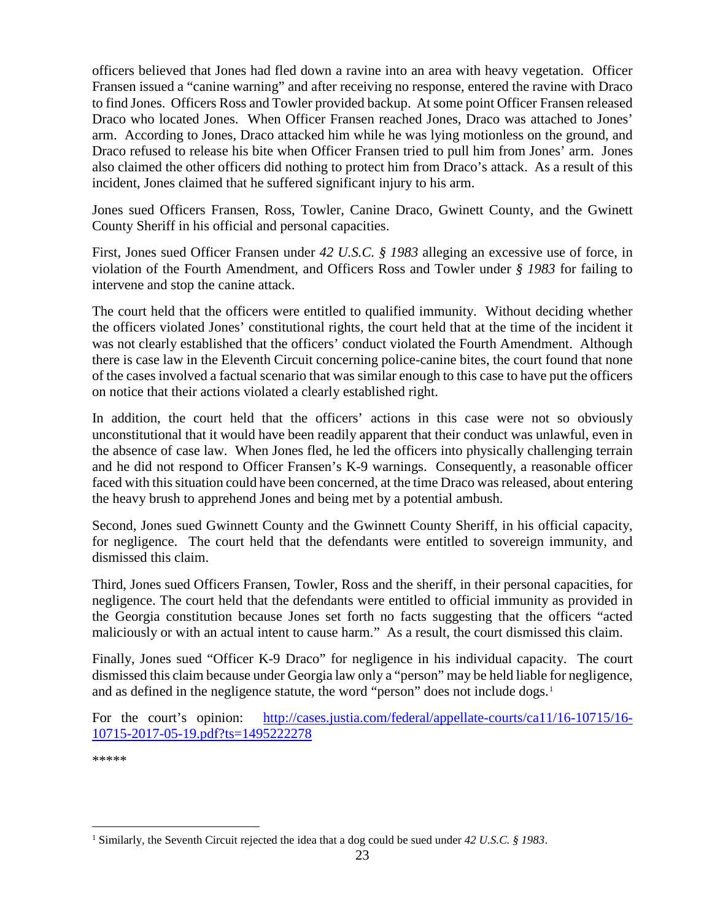officers believed that Jones had fled down a ravine into an area with heavy vegetation. Officer Fransen issued a "canine warning" and after receiving no response, entered the ravine with Draco to find Jones. Officers Ross and Towler provided backup. At some point Officer Fransen released Draco who located Jones. When Officer Fransen reached Jones, Draco was attached to Jones' arm. According to Jones, Draco attacked him while he was lying motionless on the ground, and Draco refused to release his bite when Officer Fransen tried to pull him from Jones' arm. Jones also claimed the other officers did nothing to protect him from Draco's attack. As a result of this incident, Jones claimed that he suffered significant injury to his arm.

Jones sued Officers Fransen, Ross, Towler, Canine Draco, Gwinett County, and the Gwinett County Sheriff in his official and personal capacities.

First, Jones sued Officer Fransen under *42 U.S.C. § 1983* alleging an excessive use of force, in violation of the Fourth Amendment, and Officers Ross and Towler under *§ 1983* for failing to intervene and stop the canine attack.

The court held that the officers were entitled to qualified immunity. Without deciding whether the officers violated Jones' constitutional rights, the court held that at the time of the incident it was not clearly established that the officers' conduct violated the Fourth Amendment. Although there is case law in the Eleventh Circuit concerning police-canine bites, the court found that none of the cases involved a factual scenario that was similar enough to this case to have put the officers on notice that their actions violated a clearly established right.

In addition, the court held that the officers' actions in this case were not so obviously unconstitutional that it would have been readily apparent that their conduct was unlawful, even in the absence of case law. When Jones fled, he led the officers into physically challenging terrain and he did not respond to Officer Fransen's K-9 warnings. Consequently, a reasonable officer faced with this situation could have been concerned, at the time Draco was released, about entering the heavy brush to apprehend Jones and being met by a potential ambush.

Second, Jones sued Gwinnett County and the Gwinnett County Sheriff, in his official capacity, for negligence. The court held that the defendants were entitled to sovereign immunity, and dismissed this claim.

Third, Jones sued Officers Fransen, Towler, Ross and the sheriff, in their personal capacities, for negligence. The court held that the defendants were entitled to official immunity as provided in the Georgia constitution because Jones set forth no facts suggesting that the officers "acted maliciously or with an actual intent to cause harm." As a result, the court dismissed this claim.

Finally, Jones sued "Officer K-9 Draco" for negligence in his individual capacity. The court dismissed this claim because under Georgia law only a "person" may be held liable for negligence, and as defined in the negligence statute, the word "person" does not include dogs.[1]

For the court's opinion: [http://cases.justia.com/federal/appellate-courts/ca11/16-10715/16-10715-2017-05-19.pdf?ts=1495222278](http://cases.justia.com/federal/appellate-courts/ca11/16-10715/16-10715-2017-05-19.pdf?ts=1495222278)

*****

[1] Similarly, the Seventh Circuit rejected the idea that a dog could be sued under *42 U.S.C. § 1983*.